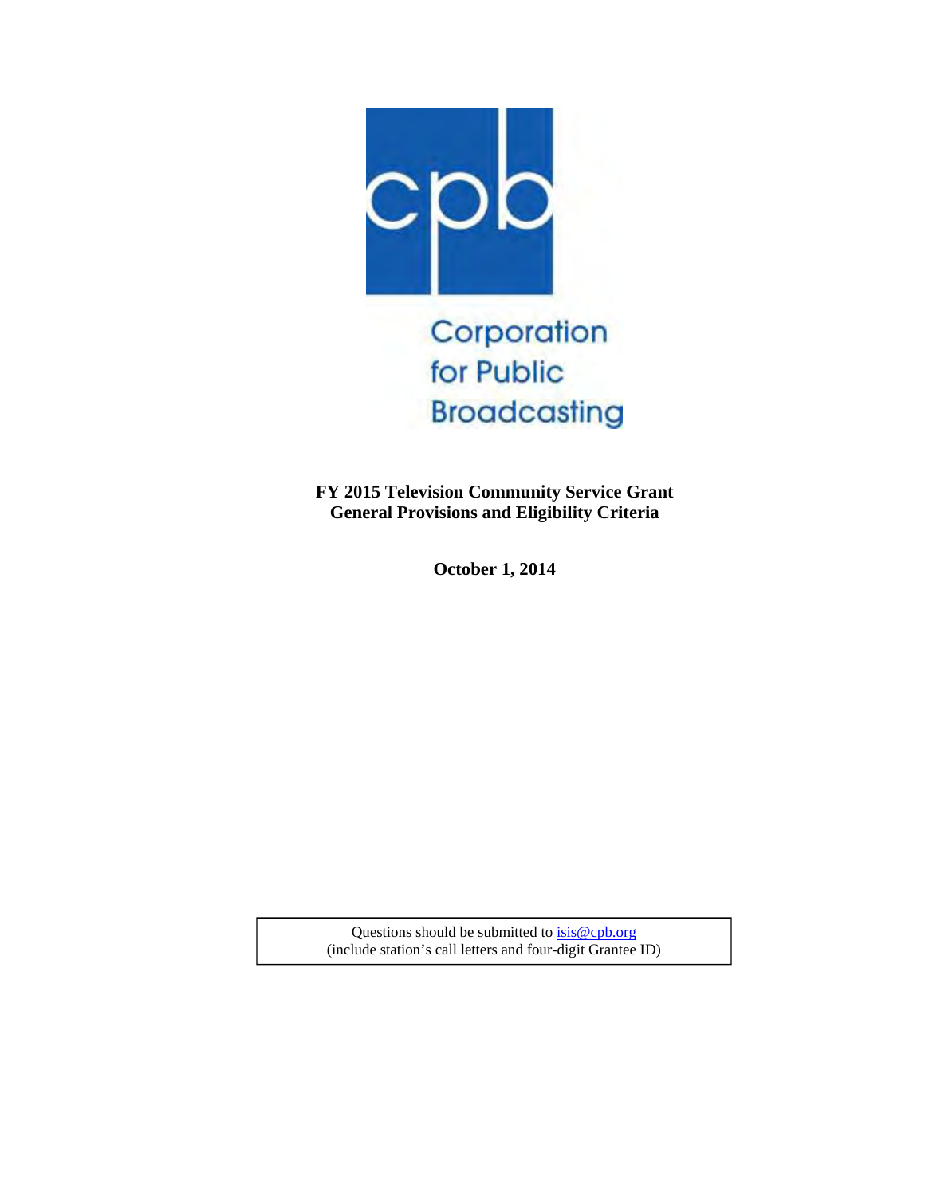cpb

Corporation for Public Broadcasting

**FY 2015 Television Community Service Grant**
**General Provisions and Eligibility Criteria**

**October 1, 2014**

Questions should be submitted to isis@cpb.org
(include station's call letters and four-digit Grantee ID)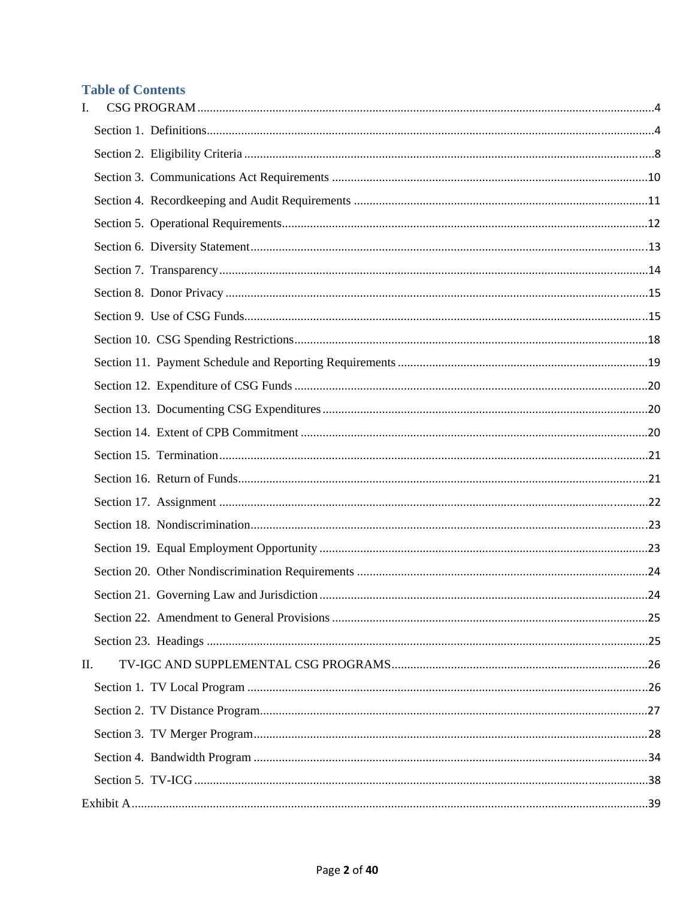## Table of Contents

I. CSG PROGRAM ..... 4

- Section 1. Definitions ..... 4
- Section 2. Eligibility Criteria ..... 8
- Section 3. Communications Act Requirements ..... 10
- Section 4. Recordkeeping and Audit Requirements ..... 11
- Section 5. Operational Requirements ..... 12
- Section 6. Diversity Statement ..... 13
- Section 7. Transparency ..... 14
- Section 8. Donor Privacy ..... 15
- Section 9. Use of CSG Funds ..... 15
- Section 10. CSG Spending Restrictions ..... 18
- Section 11. Payment Schedule and Reporting Requirements ..... 19
- Section 12. Expenditure of CSG Funds ..... 20
- Section 13. Documenting CSG Expenditures ..... 20
- Section 14. Extent of CPB Commitment ..... 20
- Section 15. Termination ..... 21
- Section 16. Return of Funds ..... 21
- Section 17. Assignment ..... 22
- Section 18. Nondiscrimination ..... 23
- Section 19. Equal Employment Opportunity ..... 23
- Section 20. Other Nondiscrimination Requirements ..... 24
- Section 21. Governing Law and Jurisdiction ..... 24
- Section 22. Amendment to General Provisions ..... 25
- Section 23. Headings ..... 25

II. TV-IGC AND SUPPLEMENTAL CSG PROGRAMS ..... 26

- Section 1. TV Local Program ..... 26
- Section 2. TV Distance Program ..... 27
- Section 3. TV Merger Program ..... 28
- Section 4. Bandwidth Program ..... 34
- Section 5. TV-ICG ..... 38

Exhibit A ..... 39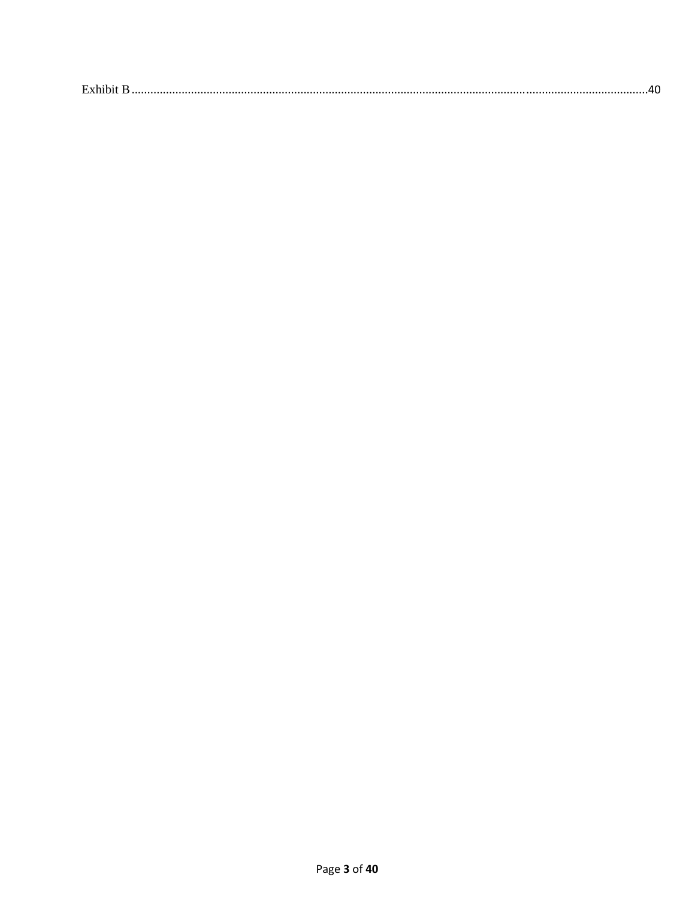Exhibit B .......................................................................................................................................................................40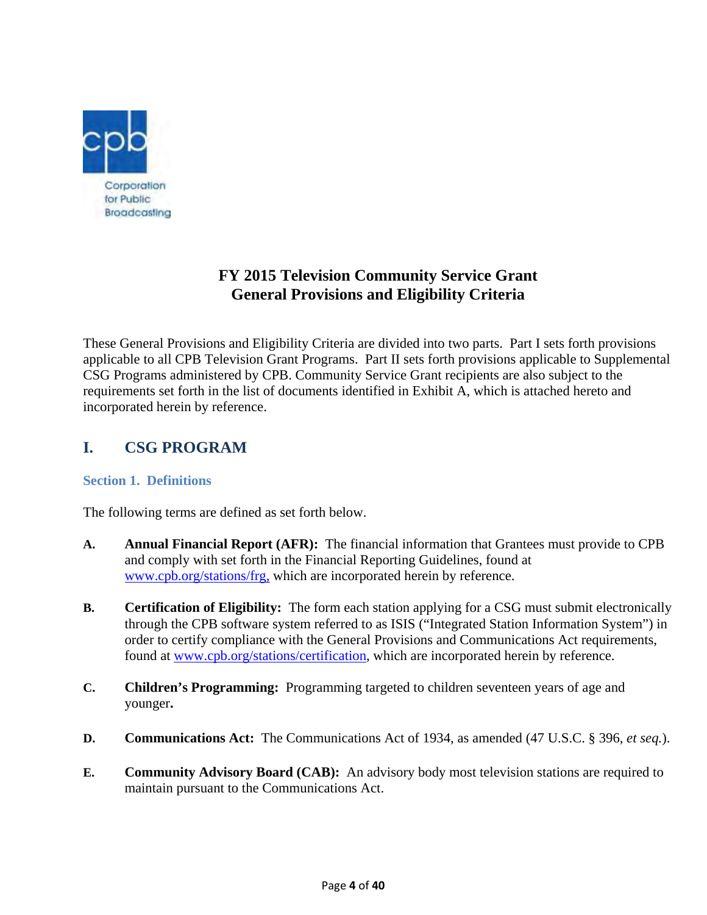# FY 2015 Television Community Service Grant General Provisions and Eligibility Criteria

These General Provisions and Eligibility Criteria are divided into two parts. Part I sets forth provisions applicable to all CPB Television Grant Programs. Part II sets forth provisions applicable to Supplemental CSG Programs administered by CPB. Community Service Grant recipients are also subject to the requirements set forth in the list of documents identified in Exhibit A, which is attached hereto and incorporated herein by reference.

## I. CSG PROGRAM

### Section 1. Definitions

The following terms are defined as set forth below.

**A. Annual Financial Report (AFR):** The financial information that Grantees must provide to CPB and comply with set forth in the Financial Reporting Guidelines, found at www.cpb.org/stations/frg, which are incorporated herein by reference.

**B. Certification of Eligibility:** The form each station applying for a CSG must submit electronically through the CPB software system referred to as ISIS ("Integrated Station Information System") in order to certify compliance with the General Provisions and Communications Act requirements, found at www.cpb.org/stations/certification, which are incorporated herein by reference.

**C. Children's Programming:** Programming targeted to children seventeen years of age and younger**.**

**D. Communications Act:** The Communications Act of 1934, as amended (47 U.S.C. § 396, *et seq.*).

**E. Community Advisory Board (CAB):** An advisory body most television stations are required to maintain pursuant to the Communications Act.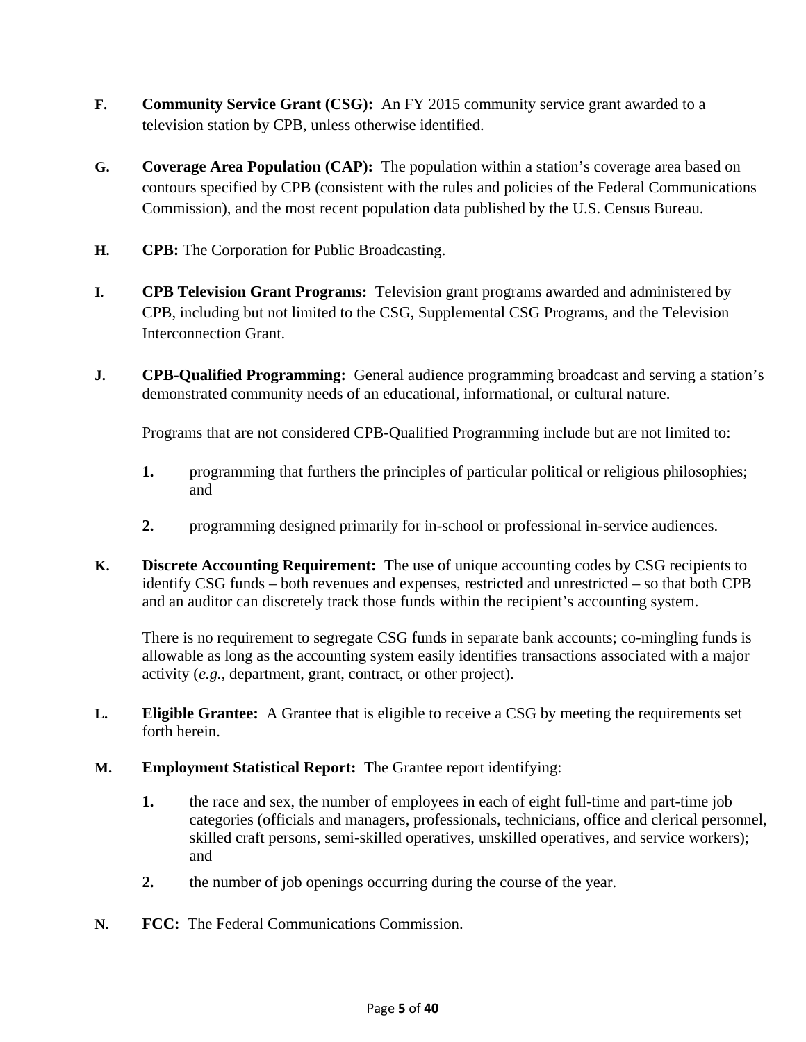**F.** **Community Service Grant (CSG):** An FY 2015 community service grant awarded to a television station by CPB, unless otherwise identified.

**G.** **Coverage Area Population (CAP):** The population within a station's coverage area based on contours specified by CPB (consistent with the rules and policies of the Federal Communications Commission), and the most recent population data published by the U.S. Census Bureau.

**H.** **CPB:** The Corporation for Public Broadcasting.

**I.** **CPB Television Grant Programs:** Television grant programs awarded and administered by CPB, including but not limited to the CSG, Supplemental CSG Programs, and the Television Interconnection Grant.

**J.** **CPB-Qualified Programming:** General audience programming broadcast and serving a station's demonstrated community needs of an educational, informational, or cultural nature.

Programs that are not considered CPB-Qualified Programming include but are not limited to:

**1.** programming that furthers the principles of particular political or religious philosophies; and

**2.** programming designed primarily for in-school or professional in-service audiences.

**K.** **Discrete Accounting Requirement:** The use of unique accounting codes by CSG recipients to identify CSG funds – both revenues and expenses, restricted and unrestricted – so that both CPB and an auditor can discretely track those funds within the recipient's accounting system.

There is no requirement to segregate CSG funds in separate bank accounts; co-mingling funds is allowable as long as the accounting system easily identifies transactions associated with a major activity (*e.g.*, department, grant, contract, or other project).

**L.** **Eligible Grantee:** A Grantee that is eligible to receive a CSG by meeting the requirements set forth herein.

**M.** **Employment Statistical Report:** The Grantee report identifying:

**1.** the race and sex, the number of employees in each of eight full-time and part-time job categories (officials and managers, professionals, technicians, office and clerical personnel, skilled craft persons, semi-skilled operatives, unskilled operatives, and service workers); and

**2.** the number of job openings occurring during the course of the year.

**N.** **FCC:** The Federal Communications Commission.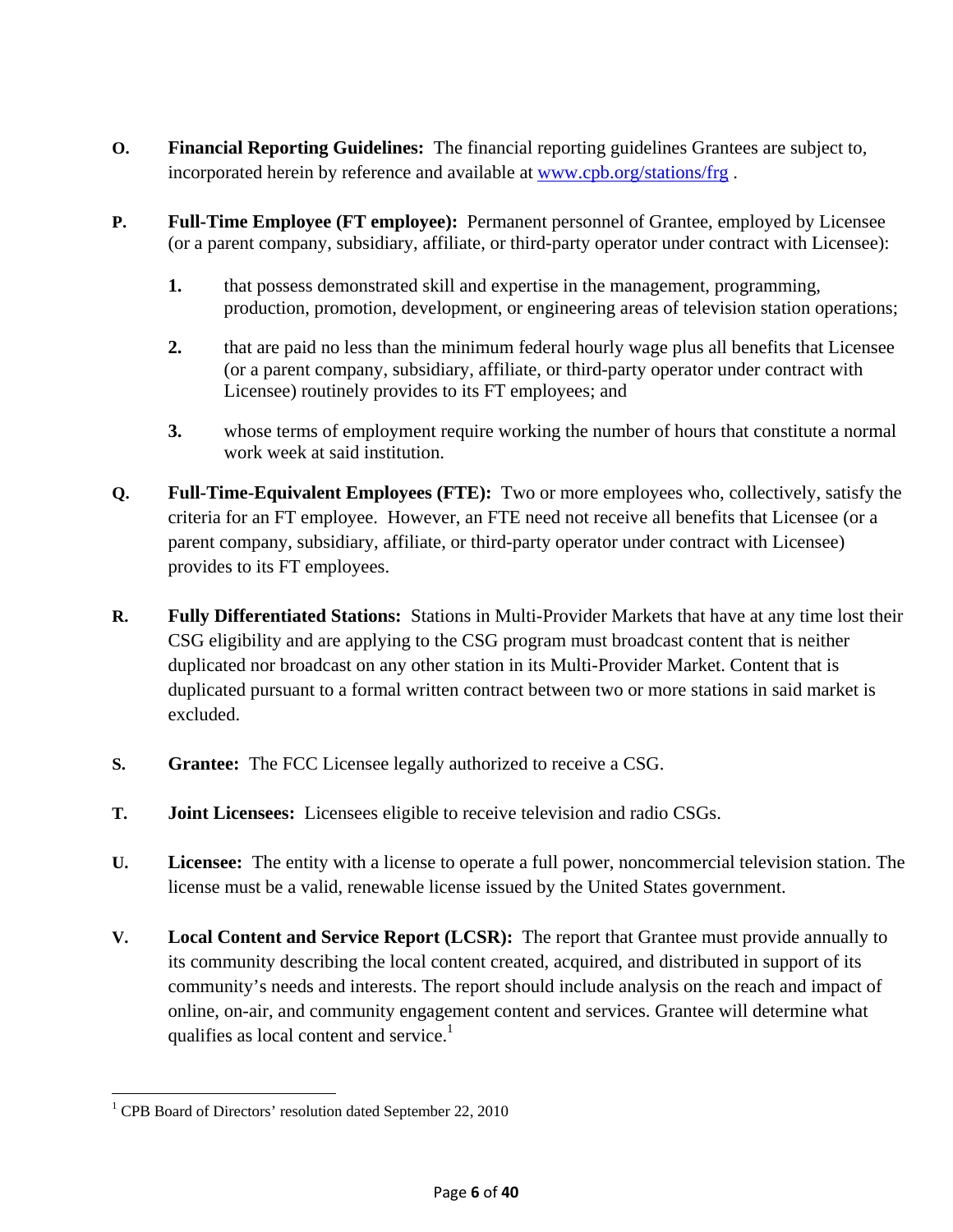**O.** **Financial Reporting Guidelines:** The financial reporting guidelines Grantees are subject to, incorporated herein by reference and available at www.cpb.org/stations/frg .

**P.** **Full-Time Employee (FT employee):** Permanent personnel of Grantee, employed by Licensee (or a parent company, subsidiary, affiliate, or third-party operator under contract with Licensee):

1. that possess demonstrated skill and expertise in the management, programming, production, promotion, development, or engineering areas of television station operations;
2. that are paid no less than the minimum federal hourly wage plus all benefits that Licensee (or a parent company, subsidiary, affiliate, or third-party operator under contract with Licensee) routinely provides to its FT employees; and
3. whose terms of employment require working the number of hours that constitute a normal work week at said institution.

**Q.** **Full-Time-Equivalent Employees (FTE):** Two or more employees who, collectively, satisfy the criteria for an FT employee. However, an FTE need not receive all benefits that Licensee (or a parent company, subsidiary, affiliate, or third-party operator under contract with Licensee) provides to its FT employees.

**R.** **Fully Differentiated Stations:** Stations in Multi-Provider Markets that have at any time lost their CSG eligibility and are applying to the CSG program must broadcast content that is neither duplicated nor broadcast on any other station in its Multi-Provider Market. Content that is duplicated pursuant to a formal written contract between two or more stations in said market is excluded.

**S.** **Grantee:** The FCC Licensee legally authorized to receive a CSG.

**T.** **Joint Licensees:** Licensees eligible to receive television and radio CSGs.

**U.** **Licensee:** The entity with a license to operate a full power, noncommercial television station. The license must be a valid, renewable license issued by the United States government.

**V.** **Local Content and Service Report (LCSR):** The report that Grantee must provide annually to its community describing the local content created, acquired, and distributed in support of its community's needs and interests. The report should include analysis on the reach and impact of online, on-air, and community engagement content and services. Grantee will determine what qualifies as local content and service.[1]

---

[1] CPB Board of Directors' resolution dated September 22, 2010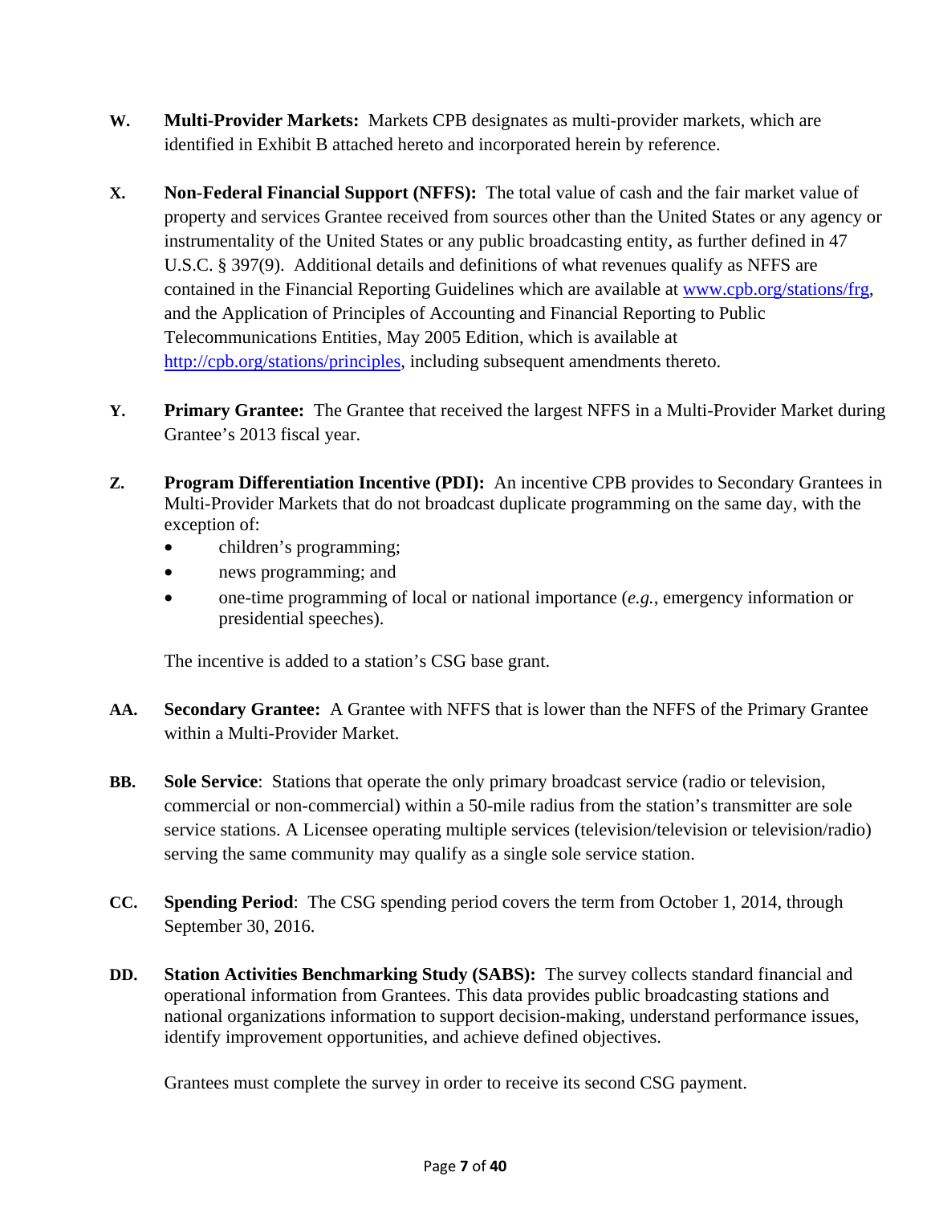**W.** **Multi-Provider Markets:** Markets CPB designates as multi-provider markets, which are identified in Exhibit B attached hereto and incorporated herein by reference.

**X.** **Non-Federal Financial Support (NFFS):** The total value of cash and the fair market value of property and services Grantee received from sources other than the United States or any agency or instrumentality of the United States or any public broadcasting entity, as further defined in 47 U.S.C. § 397(9). Additional details and definitions of what revenues qualify as NFFS are contained in the Financial Reporting Guidelines which are available at [www.cpb.org/stations/frg](www.cpb.org/stations/frg), and the Application of Principles of Accounting and Financial Reporting to Public Telecommunications Entities, May 2005 Edition, which is available at [http://cpb.org/stations/principles](http://cpb.org/stations/principles), including subsequent amendments thereto.

**Y.** **Primary Grantee:** The Grantee that received the largest NFFS in a Multi-Provider Market during Grantee's 2013 fiscal year.

**Z.** **Program Differentiation Incentive (PDI):** An incentive CPB provides to Secondary Grantees in Multi-Provider Markets that do not broadcast duplicate programming on the same day, with the exception of:

- children's programming;
- news programming; and
- one-time programming of local or national importance (*e.g.*, emergency information or presidential speeches).

The incentive is added to a station's CSG base grant.

**AA.** **Secondary Grantee:** A Grantee with NFFS that is lower than the NFFS of the Primary Grantee within a Multi-Provider Market.

**BB.** **Sole Service**: Stations that operate the only primary broadcast service (radio or television, commercial or non-commercial) within a 50-mile radius from the station's transmitter are sole service stations. A Licensee operating multiple services (television/television or television/radio) serving the same community may qualify as a single sole service station.

**CC.** **Spending Period**: The CSG spending period covers the term from October 1, 2014, through September 30, 2016.

**DD.** **Station Activities Benchmarking Study (SABS):** The survey collects standard financial and operational information from Grantees. This data provides public broadcasting stations and national organizations information to support decision-making, understand performance issues, identify improvement opportunities, and achieve defined objectives.

Grantees must complete the survey in order to receive its second CSG payment.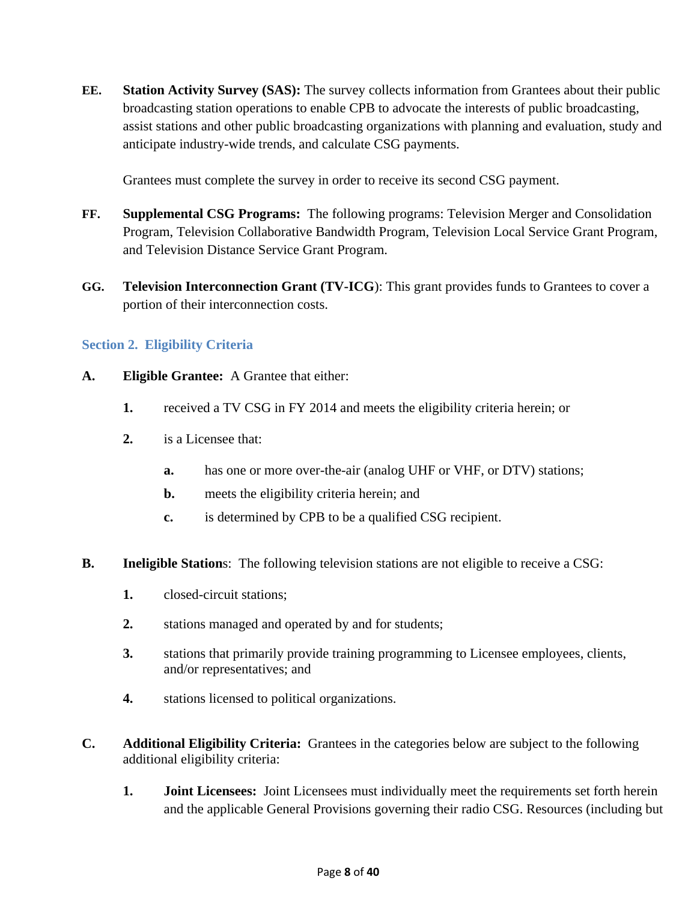**EE.** **Station Activity Survey (SAS):** The survey collects information from Grantees about their public broadcasting station operations to enable CPB to advocate the interests of public broadcasting, assist stations and other public broadcasting organizations with planning and evaluation, study and anticipate industry-wide trends, and calculate CSG payments.

Grantees must complete the survey in order to receive its second CSG payment.

**FF.** **Supplemental CSG Programs:** The following programs: Television Merger and Consolidation Program, Television Collaborative Bandwidth Program, Television Local Service Grant Program, and Television Distance Service Grant Program.

**GG.** **Television Interconnection Grant (TV-ICG**): This grant provides funds to Grantees to cover a portion of their interconnection costs.

## Section 2. Eligibility Criteria

**A.** **Eligible Grantee:** A Grantee that either:

**1.** received a TV CSG in FY 2014 and meets the eligibility criteria herein; or

**2.** is a Licensee that:

**a.** has one or more over-the-air (analog UHF or VHF, or DTV) stations;

**b.** meets the eligibility criteria herein; and

**c.** is determined by CPB to be a qualified CSG recipient.

**B.** **Ineligible Station**s: The following television stations are not eligible to receive a CSG:

**1.** closed-circuit stations;

**2.** stations managed and operated by and for students;

**3.** stations that primarily provide training programming to Licensee employees, clients, and/or representatives; and

**4.** stations licensed to political organizations.

**C.** **Additional Eligibility Criteria:** Grantees in the categories below are subject to the following additional eligibility criteria:

**1.** **Joint Licensees:** Joint Licensees must individually meet the requirements set forth herein and the applicable General Provisions governing their radio CSG. Resources (including but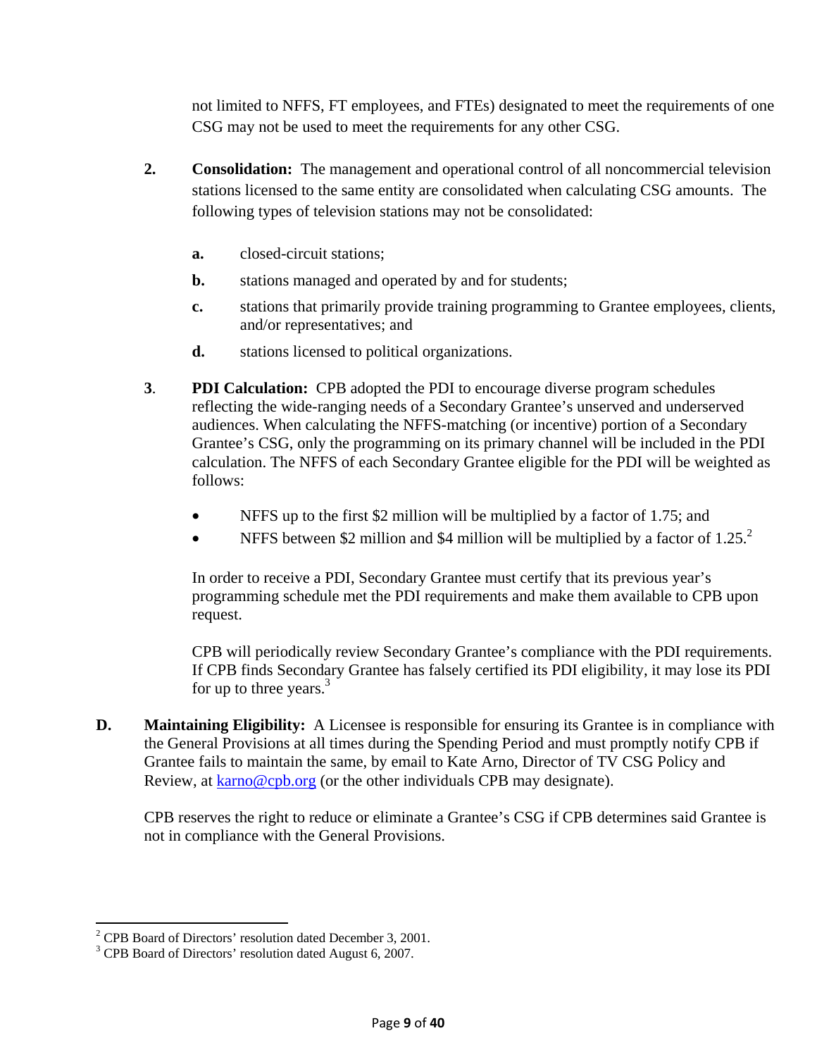not limited to NFFS, FT employees, and FTEs) designated to meet the requirements of one CSG may not be used to meet the requirements for any other CSG.

**2. Consolidation:** The management and operational control of all noncommercial television stations licensed to the same entity are consolidated when calculating CSG amounts. The following types of television stations may not be consolidated:

- **a.** closed-circuit stations;
- **b.** stations managed and operated by and for students;
- **c.** stations that primarily provide training programming to Grantee employees, clients, and/or representatives; and
- **d.** stations licensed to political organizations.

**3. PDI Calculation:** CPB adopted the PDI to encourage diverse program schedules reflecting the wide-ranging needs of a Secondary Grantee's unserved and underserved audiences. When calculating the NFFS-matching (or incentive) portion of a Secondary Grantee's CSG, only the programming on its primary channel will be included in the PDI calculation. The NFFS of each Secondary Grantee eligible for the PDI will be weighted as follows:

- NFFS up to the first $2 million will be multiplied by a factor of 1.75; and
- NFFS between $2 million and $4 million will be multiplied by a factor of 1.25.[2]

In order to receive a PDI, Secondary Grantee must certify that its previous year's programming schedule met the PDI requirements and make them available to CPB upon request.

CPB will periodically review Secondary Grantee's compliance with the PDI requirements. If CPB finds Secondary Grantee has falsely certified its PDI eligibility, it may lose its PDI for up to three years.[3]

**D. Maintaining Eligibility:** A Licensee is responsible for ensuring its Grantee is in compliance with the General Provisions at all times during the Spending Period and must promptly notify CPB if Grantee fails to maintain the same, by email to Kate Arno, Director of TV CSG Policy and Review, at karno@cpb.org (or the other individuals CPB may designate).

CPB reserves the right to reduce or eliminate a Grantee's CSG if CPB determines said Grantee is not in compliance with the General Provisions.

---

[2] CPB Board of Directors' resolution dated December 3, 2001.

[3] CPB Board of Directors' resolution dated August 6, 2007.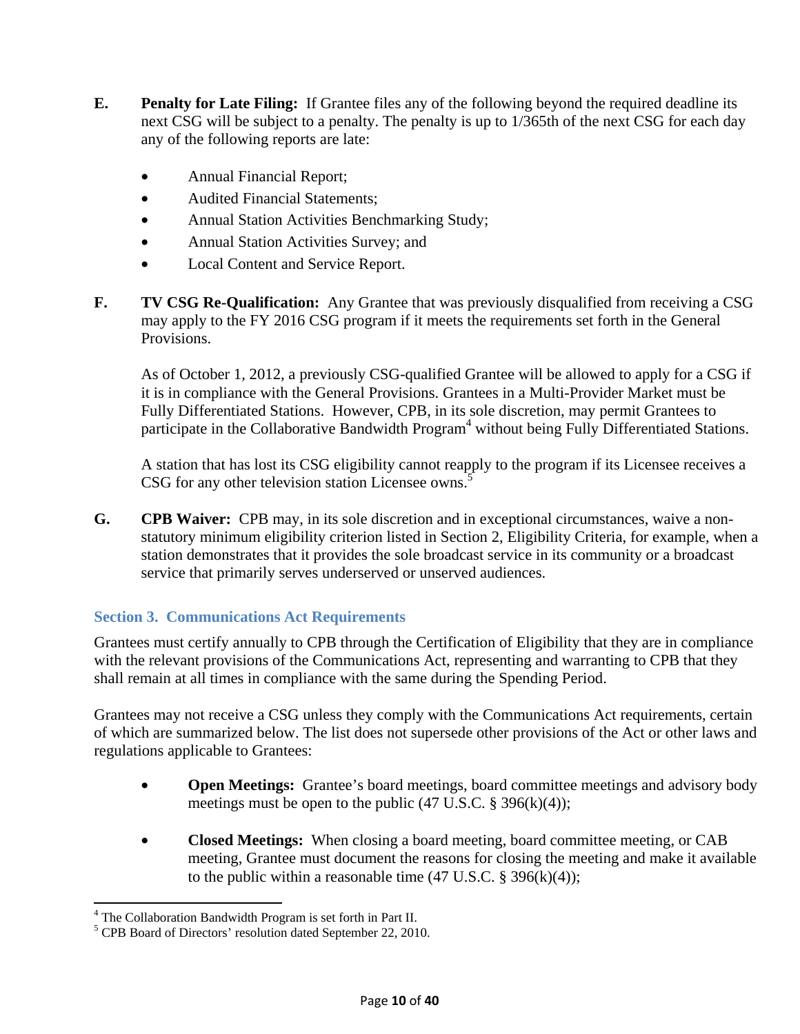**E. Penalty for Late Filing:** If Grantee files any of the following beyond the required deadline its next CSG will be subject to a penalty. The penalty is up to 1/365th of the next CSG for each day any of the following reports are late:

- Annual Financial Report;
- Audited Financial Statements;
- Annual Station Activities Benchmarking Study;
- Annual Station Activities Survey; and
- Local Content and Service Report.

**F. TV CSG Re-Qualification:** Any Grantee that was previously disqualified from receiving a CSG may apply to the FY 2016 CSG program if it meets the requirements set forth in the General Provisions.

As of October 1, 2012, a previously CSG-qualified Grantee will be allowed to apply for a CSG if it is in compliance with the General Provisions. Grantees in a Multi-Provider Market must be Fully Differentiated Stations. However, CPB, in its sole discretion, may permit Grantees to participate in the Collaborative Bandwidth Program[4] without being Fully Differentiated Stations.

A station that has lost its CSG eligibility cannot reapply to the program if its Licensee receives a CSG for any other television station Licensee owns.[5]

**G. CPB Waiver:** CPB may, in its sole discretion and in exceptional circumstances, waive a non-statutory minimum eligibility criterion listed in Section 2, Eligibility Criteria, for example, when a station demonstrates that it provides the sole broadcast service in its community or a broadcast service that primarily serves underserved or unserved audiences.

### Section 3. Communications Act Requirements

Grantees must certify annually to CPB through the Certification of Eligibility that they are in compliance with the relevant provisions of the Communications Act, representing and warranting to CPB that they shall remain at all times in compliance with the same during the Spending Period.

Grantees may not receive a CSG unless they comply with the Communications Act requirements, certain of which are summarized below. The list does not supersede other provisions of the Act or other laws and regulations applicable to Grantees:

- **Open Meetings:** Grantee's board meetings, board committee meetings and advisory body meetings must be open to the public (47 U.S.C. § 396(k)(4));
- **Closed Meetings:** When closing a board meeting, board committee meeting, or CAB meeting, Grantee must document the reasons for closing the meeting and make it available to the public within a reasonable time (47 U.S.C. § 396(k)(4));

---

[4] The Collaboration Bandwidth Program is set forth in Part II.

[5] CPB Board of Directors' resolution dated September 22, 2010.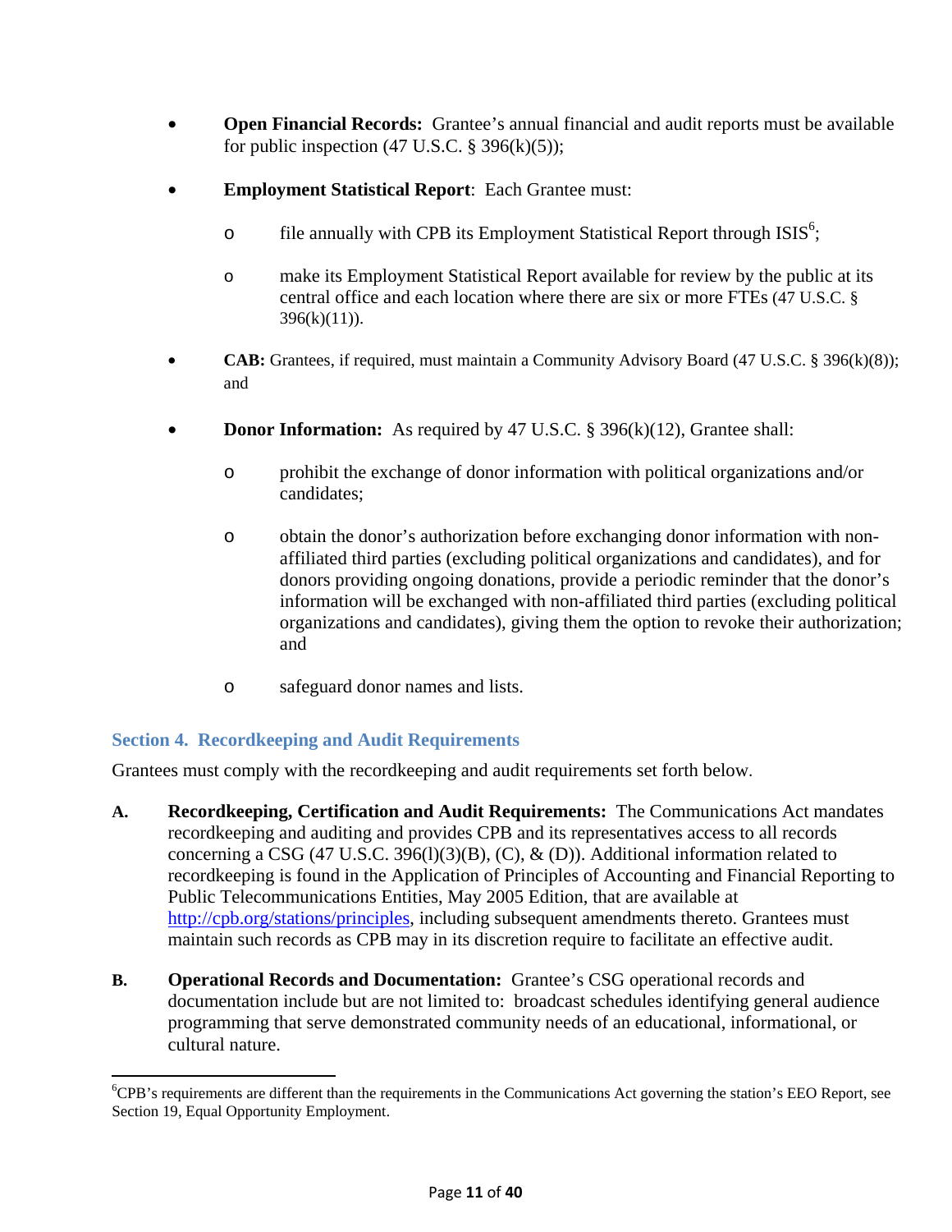- **Open Financial Records:** Grantee's annual financial and audit reports must be available for public inspection (47 U.S.C. § 396(k)(5));

- **Employment Statistical Report**: Each Grantee must:

  - file annually with CPB its Employment Statistical Report through ISIS[6];

  - make its Employment Statistical Report available for review by the public at its central office and each location where there are six or more FTEs (47 U.S.C. § 396(k)(11)).

- **CAB:** Grantees, if required, must maintain a Community Advisory Board (47 U.S.C. § 396(k)(8)); and

- **Donor Information:** As required by 47 U.S.C. § 396(k)(12), Grantee shall:

  - prohibit the exchange of donor information with political organizations and/or candidates;

  - obtain the donor's authorization before exchanging donor information with non-affiliated third parties (excluding political organizations and candidates), and for donors providing ongoing donations, provide a periodic reminder that the donor's information will be exchanged with non-affiliated third parties (excluding political organizations and candidates), giving them the option to revoke their authorization; and

  - safeguard donor names and lists.

## Section 4. Recordkeeping and Audit Requirements

Grantees must comply with the recordkeeping and audit requirements set forth below.

**A. Recordkeeping, Certification and Audit Requirements:** The Communications Act mandates recordkeeping and auditing and provides CPB and its representatives access to all records concerning a CSG (47 U.S.C. 396(l)(3)(B), (C), & (D)). Additional information related to recordkeeping is found in the Application of Principles of Accounting and Financial Reporting to Public Telecommunications Entities, May 2005 Edition, that are available at http://cpb.org/stations/principles, including subsequent amendments thereto. Grantees must maintain such records as CPB may in its discretion require to facilitate an effective audit.

**B. Operational Records and Documentation:** Grantee's CSG operational records and documentation include but are not limited to: broadcast schedules identifying general audience programming that serve demonstrated community needs of an educational, informational, or cultural nature.

---

[6] CPB's requirements are different than the requirements in the Communications Act governing the station's EEO Report, see Section 19, Equal Opportunity Employment.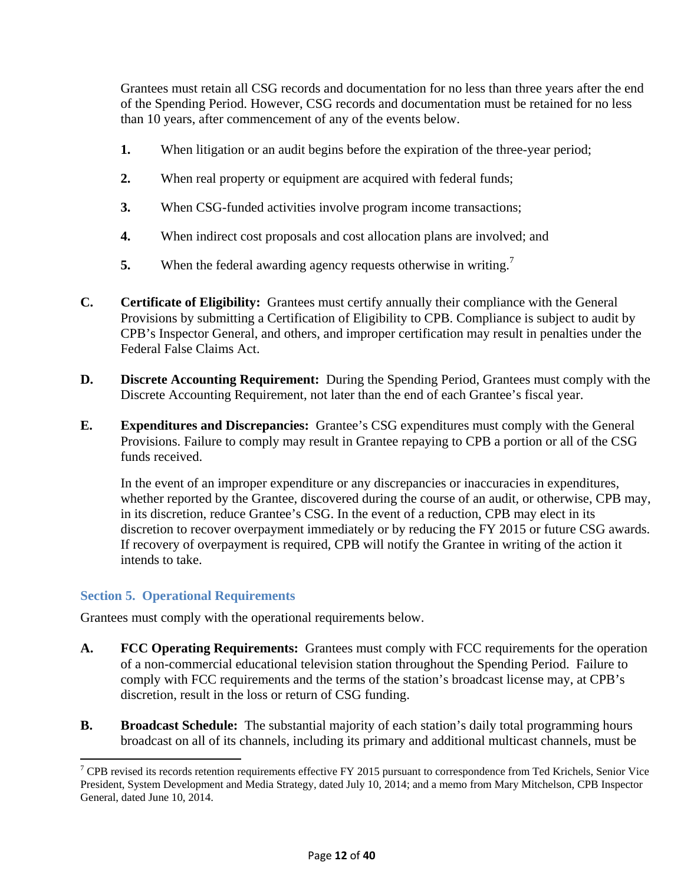Grantees must retain all CSG records and documentation for no less than three years after the end of the Spending Period. However, CSG records and documentation must be retained for no less than 10 years, after commencement of any of the events below.

1. When litigation or an audit begins before the expiration of the three-year period;
2. When real property or equipment are acquired with federal funds;
3. When CSG-funded activities involve program income transactions;
4. When indirect cost proposals and cost allocation plans are involved; and
5. When the federal awarding agency requests otherwise in writing.[7]

**C. Certificate of Eligibility:** Grantees must certify annually their compliance with the General Provisions by submitting a Certification of Eligibility to CPB. Compliance is subject to audit by CPB's Inspector General, and others, and improper certification may result in penalties under the Federal False Claims Act.

**D. Discrete Accounting Requirement:** During the Spending Period, Grantees must comply with the Discrete Accounting Requirement, not later than the end of each Grantee's fiscal year.

**E. Expenditures and Discrepancies:** Grantee's CSG expenditures must comply with the General Provisions. Failure to comply may result in Grantee repaying to CPB a portion or all of the CSG funds received.

In the event of an improper expenditure or any discrepancies or inaccuracies in expenditures, whether reported by the Grantee, discovered during the course of an audit, or otherwise, CPB may, in its discretion, reduce Grantee's CSG. In the event of a reduction, CPB may elect in its discretion to recover overpayment immediately or by reducing the FY 2015 or future CSG awards. If recovery of overpayment is required, CPB will notify the Grantee in writing of the action it intends to take.

## Section 5. Operational Requirements

Grantees must comply with the operational requirements below.

**A. FCC Operating Requirements:** Grantees must comply with FCC requirements for the operation of a non-commercial educational television station throughout the Spending Period. Failure to comply with FCC requirements and the terms of the station's broadcast license may, at CPB's discretion, result in the loss or return of CSG funding.

**B. Broadcast Schedule:** The substantial majority of each station's daily total programming hours broadcast on all of its channels, including its primary and additional multicast channels, must be

---

[7] CPB revised its records retention requirements effective FY 2015 pursuant to correspondence from Ted Krichels, Senior Vice President, System Development and Media Strategy, dated July 10, 2014; and a memo from Mary Mitchelson, CPB Inspector General, dated June 10, 2014.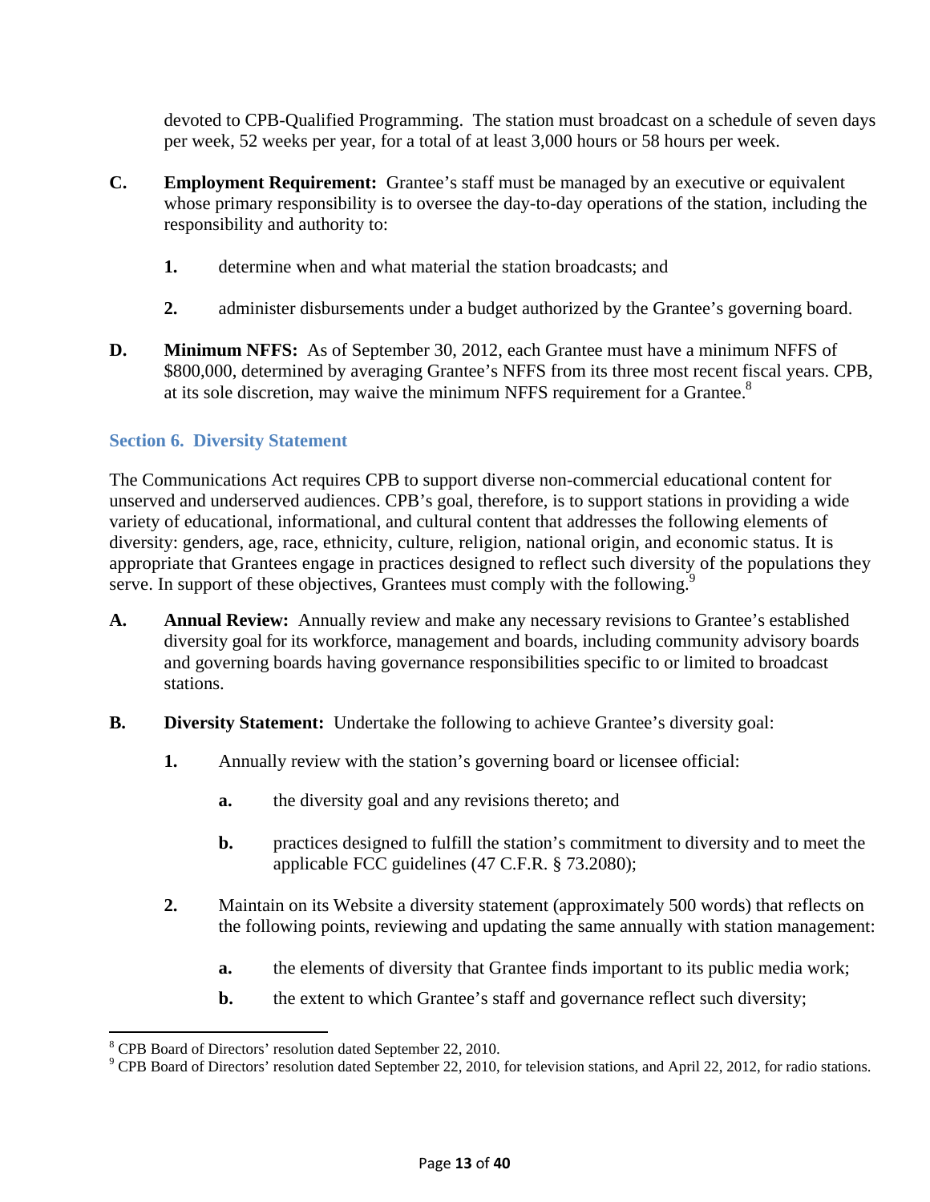devoted to CPB-Qualified Programming. The station must broadcast on a schedule of seven days per week, 52 weeks per year, for a total of at least 3,000 hours or 58 hours per week.

**C. Employment Requirement:** Grantee's staff must be managed by an executive or equivalent whose primary responsibility is to oversee the day-to-day operations of the station, including the responsibility and authority to:

1. determine when and what material the station broadcasts; and
2. administer disbursements under a budget authorized by the Grantee's governing board.

**D. Minimum NFFS:** As of September 30, 2012, each Grantee must have a minimum NFFS of $800,000, determined by averaging Grantee's NFFS from its three most recent fiscal years. CPB, at its sole discretion, may waive the minimum NFFS requirement for a Grantee.[8]

## Section 6. Diversity Statement

The Communications Act requires CPB to support diverse non-commercial educational content for unserved and underserved audiences. CPB's goal, therefore, is to support stations in providing a wide variety of educational, informational, and cultural content that addresses the following elements of diversity: genders, age, race, ethnicity, culture, religion, national origin, and economic status. It is appropriate that Grantees engage in practices designed to reflect such diversity of the populations they serve. In support of these objectives, Grantees must comply with the following.[9]

**A. Annual Review:** Annually review and make any necessary revisions to Grantee's established diversity goal for its workforce, management and boards, including community advisory boards and governing boards having governance responsibilities specific to or limited to broadcast stations.

**B. Diversity Statement:** Undertake the following to achieve Grantee's diversity goal:

1. Annually review with the station's governing board or licensee official:
   - **a.** the diversity goal and any revisions thereto; and
   - **b.** practices designed to fulfill the station's commitment to diversity and to meet the applicable FCC guidelines (47 C.F.R. § 73.2080);
2. Maintain on its Website a diversity statement (approximately 500 words) that reflects on the following points, reviewing and updating the same annually with station management:
   - **a.** the elements of diversity that Grantee finds important to its public media work;
   - **b.** the extent to which Grantee's staff and governance reflect such diversity;

---

[8] CPB Board of Directors' resolution dated September 22, 2010.

[9] CPB Board of Directors' resolution dated September 22, 2010, for television stations, and April 22, 2012, for radio stations.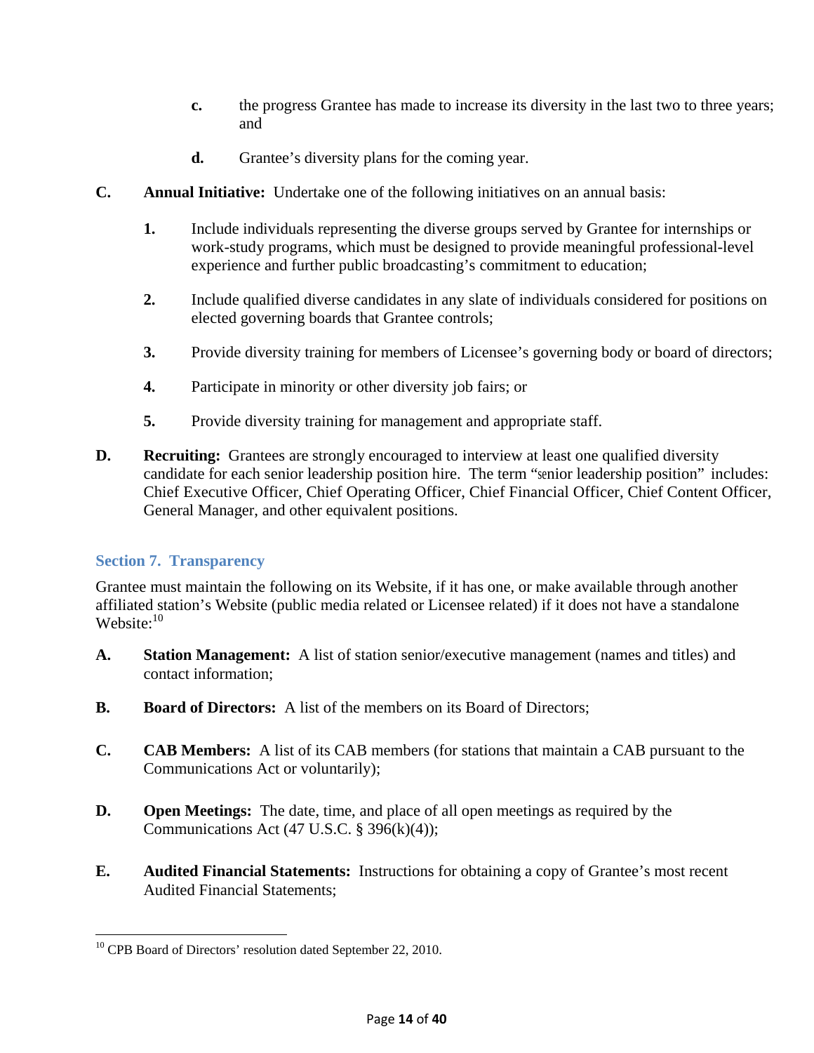c. the progress Grantee has made to increase its diversity in the last two to three years; and

d. Grantee's diversity plans for the coming year.

**C. Annual Initiative:** Undertake one of the following initiatives on an annual basis:

1. Include individuals representing the diverse groups served by Grantee for internships or work-study programs, which must be designed to provide meaningful professional-level experience and further public broadcasting's commitment to education;

2. Include qualified diverse candidates in any slate of individuals considered for positions on elected governing boards that Grantee controls;

3. Provide diversity training for members of Licensee's governing body or board of directors;

4. Participate in minority or other diversity job fairs; or

5. Provide diversity training for management and appropriate staff.

**D. Recruiting:** Grantees are strongly encouraged to interview at least one qualified diversity candidate for each senior leadership position hire. The term "senior leadership position" includes: Chief Executive Officer, Chief Operating Officer, Chief Financial Officer, Chief Content Officer, General Manager, and other equivalent positions.

## Section 7. Transparency

Grantee must maintain the following on its Website, if it has one, or make available through another affiliated station's Website (public media related or Licensee related) if it does not have a standalone Website:[10]

**A. Station Management:** A list of station senior/executive management (names and titles) and contact information;

**B. Board of Directors:** A list of the members on its Board of Directors;

**C. CAB Members:** A list of its CAB members (for stations that maintain a CAB pursuant to the Communications Act or voluntarily);

**D. Open Meetings:** The date, time, and place of all open meetings as required by the Communications Act (47 U.S.C. § 396(k)(4));

**E. Audited Financial Statements:** Instructions for obtaining a copy of Grantee's most recent Audited Financial Statements;

---

[10] CPB Board of Directors' resolution dated September 22, 2010.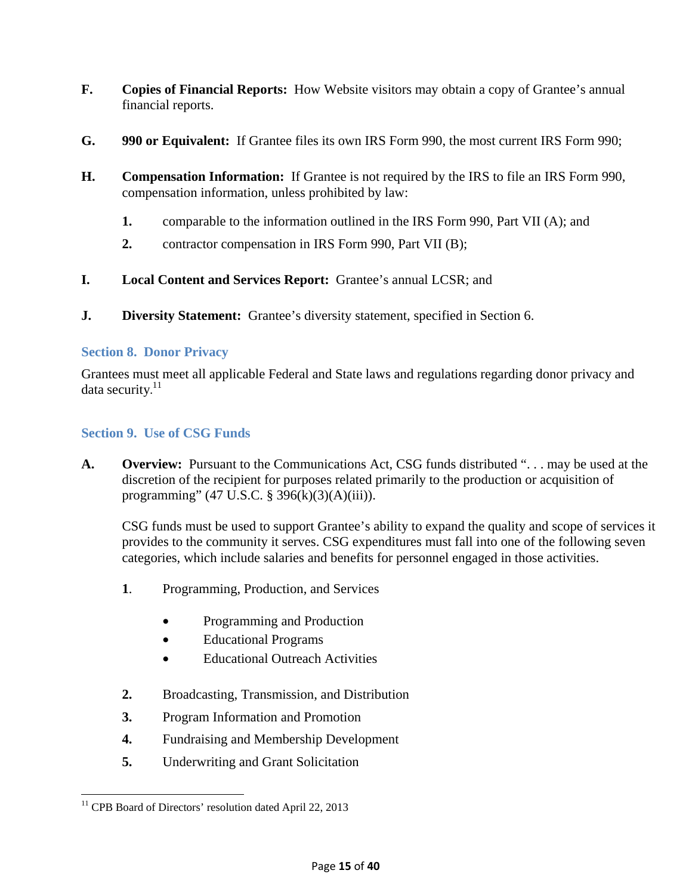**F. Copies of Financial Reports:** How Website visitors may obtain a copy of Grantee's annual financial reports.

**G. 990 or Equivalent:** If Grantee files its own IRS Form 990, the most current IRS Form 990;

**H. Compensation Information:** If Grantee is not required by the IRS to file an IRS Form 990, compensation information, unless prohibited by law:

1. comparable to the information outlined in the IRS Form 990, Part VII (A); and
2. contractor compensation in IRS Form 990, Part VII (B);

**I. Local Content and Services Report:** Grantee's annual LCSR; and

**J. Diversity Statement:** Grantee's diversity statement, specified in Section 6.

## Section 8. Donor Privacy

Grantees must meet all applicable Federal and State laws and regulations regarding donor privacy and data security.[11]

## Section 9. Use of CSG Funds

**A. Overview:** Pursuant to the Communications Act, CSG funds distributed ". . . may be used at the discretion of the recipient for purposes related primarily to the production or acquisition of programming" (47 U.S.C. § 396(k)(3)(A)(iii)).

CSG funds must be used to support Grantee's ability to expand the quality and scope of services it provides to the community it serves. CSG expenditures must fall into one of the following seven categories, which include salaries and benefits for personnel engaged in those activities.

1. Programming, Production, and Services
   - Programming and Production
   - Educational Programs
   - Educational Outreach Activities
2. Broadcasting, Transmission, and Distribution
3. Program Information and Promotion
4. Fundraising and Membership Development
5. Underwriting and Grant Solicitation

---

[11] CPB Board of Directors' resolution dated April 22, 2013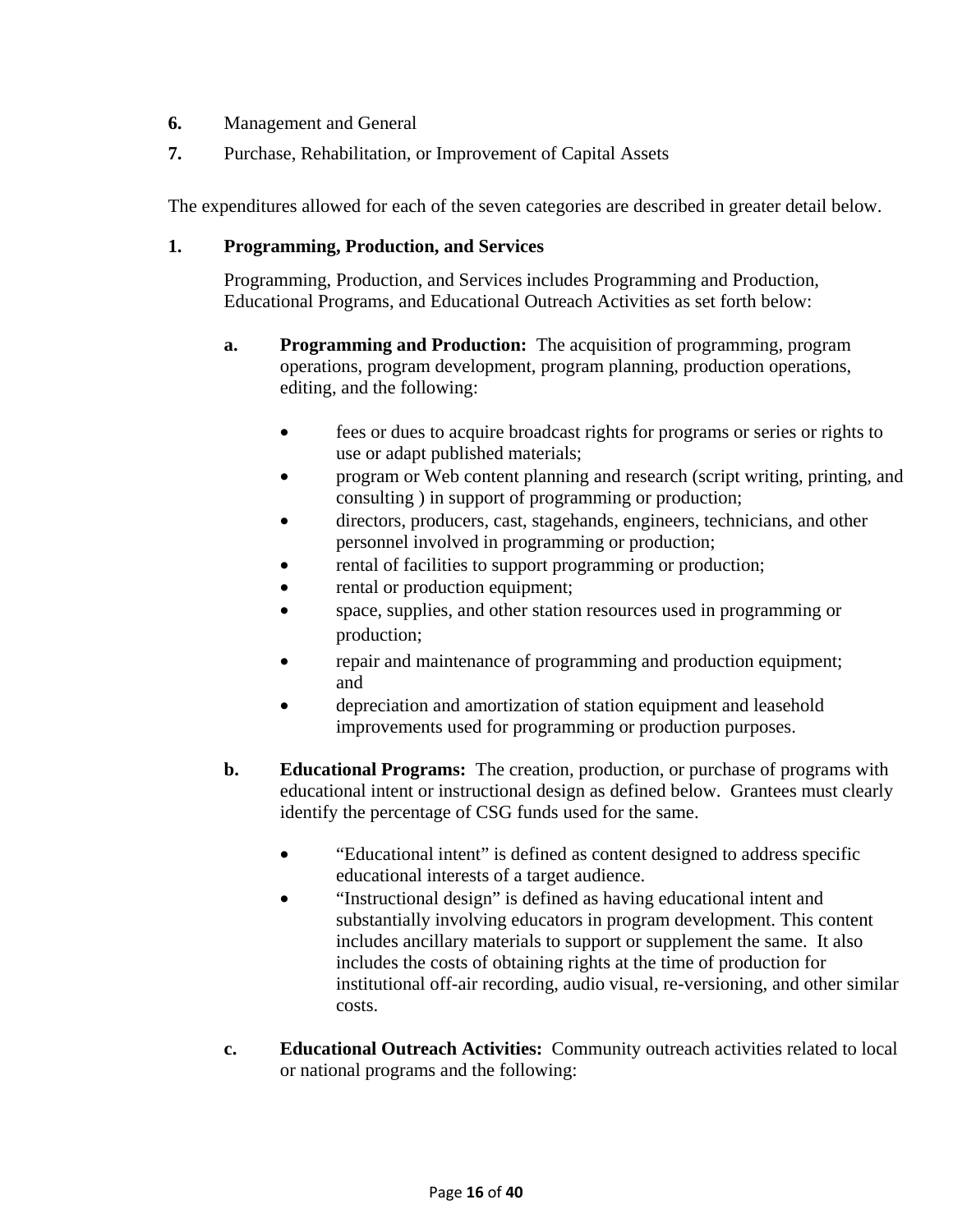**6.** Management and General

**7.** Purchase, Rehabilitation, or Improvement of Capital Assets

The expenditures allowed for each of the seven categories are described in greater detail below.

**1. Programming, Production, and Services**

Programming, Production, and Services includes Programming and Production, Educational Programs, and Educational Outreach Activities as set forth below:

**a. Programming and Production:** The acquisition of programming, program operations, program development, program planning, production operations, editing, and the following:

- fees or dues to acquire broadcast rights for programs or series or rights to use or adapt published materials;
- program or Web content planning and research (script writing, printing, and consulting ) in support of programming or production;
- directors, producers, cast, stagehands, engineers, technicians, and other personnel involved in programming or production;
- rental of facilities to support programming or production;
- rental or production equipment;
- space, supplies, and other station resources used in programming or production;
- repair and maintenance of programming and production equipment; and
- depreciation and amortization of station equipment and leasehold improvements used for programming or production purposes.

**b. Educational Programs:** The creation, production, or purchase of programs with educational intent or instructional design as defined below. Grantees must clearly identify the percentage of CSG funds used for the same.

- "Educational intent" is defined as content designed to address specific educational interests of a target audience.
- "Instructional design" is defined as having educational intent and substantially involving educators in program development. This content includes ancillary materials to support or supplement the same. It also includes the costs of obtaining rights at the time of production for institutional off-air recording, audio visual, re-versioning, and other similar costs.

**c. Educational Outreach Activities:** Community outreach activities related to local or national programs and the following: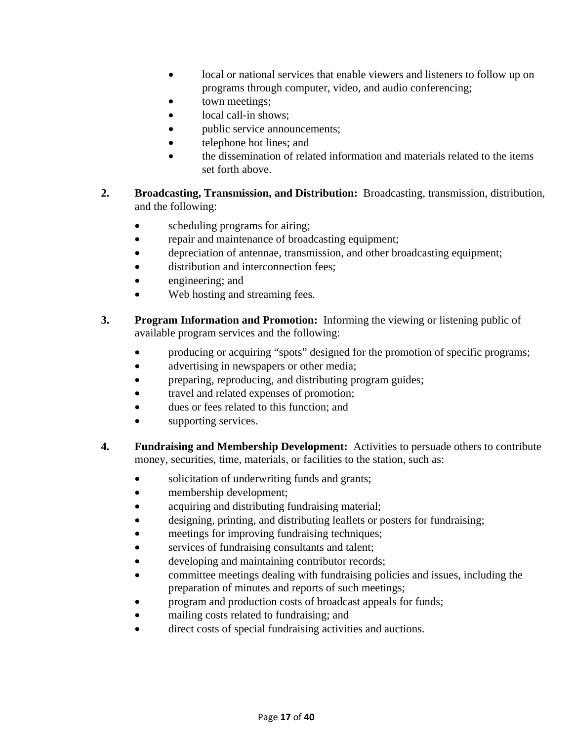- local or national services that enable viewers and listeners to follow up on programs through computer, video, and audio conferencing;
- town meetings;
- local call-in shows;
- public service announcements;
- telephone hot lines; and
- the dissemination of related information and materials related to the items set forth above.

2. **Broadcasting, Transmission, and Distribution:** Broadcasting, transmission, distribution, and the following:

   - scheduling programs for airing;
   - repair and maintenance of broadcasting equipment;
   - depreciation of antennae, transmission, and other broadcasting equipment;
   - distribution and interconnection fees;
   - engineering; and
   - Web hosting and streaming fees.

3. **Program Information and Promotion:** Informing the viewing or listening public of available program services and the following:

   - producing or acquiring "spots" designed for the promotion of specific programs;
   - advertising in newspapers or other media;
   - preparing, reproducing, and distributing program guides;
   - travel and related expenses of promotion;
   - dues or fees related to this function; and
   - supporting services.

4. **Fundraising and Membership Development:** Activities to persuade others to contribute money, securities, time, materials, or facilities to the station, such as:

   - solicitation of underwriting funds and grants;
   - membership development;
   - acquiring and distributing fundraising material;
   - designing, printing, and distributing leaflets or posters for fundraising;
   - meetings for improving fundraising techniques;
   - services of fundraising consultants and talent;
   - developing and maintaining contributor records;
   - committee meetings dealing with fundraising policies and issues, including the preparation of minutes and reports of such meetings;
   - program and production costs of broadcast appeals for funds;
   - mailing costs related to fundraising; and
   - direct costs of special fundraising activities and auctions.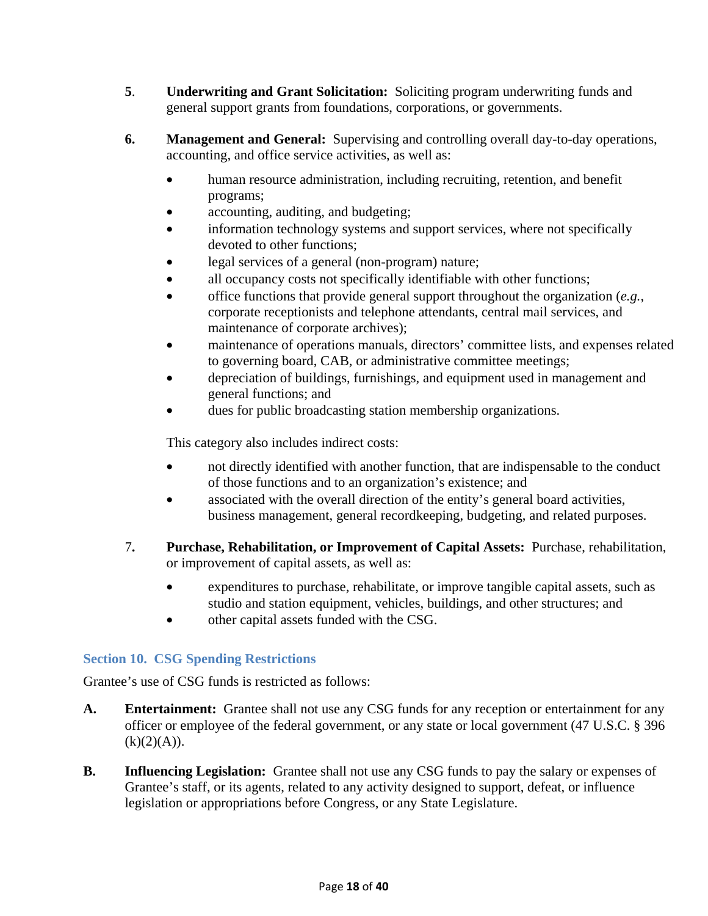5. **Underwriting and Grant Solicitation:** Soliciting program underwriting funds and general support grants from foundations, corporations, or governments.

6. **Management and General:** Supervising and controlling overall day-to-day operations, accounting, and office service activities, as well as:

    - human resource administration, including recruiting, retention, and benefit programs;
    - accounting, auditing, and budgeting;
    - information technology systems and support services, where not specifically devoted to other functions;
    - legal services of a general (non-program) nature;
    - all occupancy costs not specifically identifiable with other functions;
    - office functions that provide general support throughout the organization (*e.g.*, corporate receptionists and telephone attendants, central mail services, and maintenance of corporate archives);
    - maintenance of operations manuals, directors' committee lists, and expenses related to governing board, CAB, or administrative committee meetings;
    - depreciation of buildings, furnishings, and equipment used in management and general functions; and
    - dues for public broadcasting station membership organizations.

    This category also includes indirect costs:

    - not directly identified with another function, that are indispensable to the conduct of those functions and to an organization's existence; and
    - associated with the overall direction of the entity's general board activities, business management, general recordkeeping, budgeting, and related purposes.

7. **Purchase, Rehabilitation, or Improvement of Capital Assets:** Purchase, rehabilitation, or improvement of capital assets, as well as:

    - expenditures to purchase, rehabilitate, or improve tangible capital assets, such as studio and station equipment, vehicles, buildings, and other structures; and
    - other capital assets funded with the CSG.

## Section 10. CSG Spending Restrictions

Grantee's use of CSG funds is restricted as follows:

**A. Entertainment:** Grantee shall not use any CSG funds for any reception or entertainment for any officer or employee of the federal government, or any state or local government (47 U.S.C. § 396 (k)(2)(A)).

**B. Influencing Legislation:** Grantee shall not use any CSG funds to pay the salary or expenses of Grantee's staff, or its agents, related to any activity designed to support, defeat, or influence legislation or appropriations before Congress, or any State Legislature.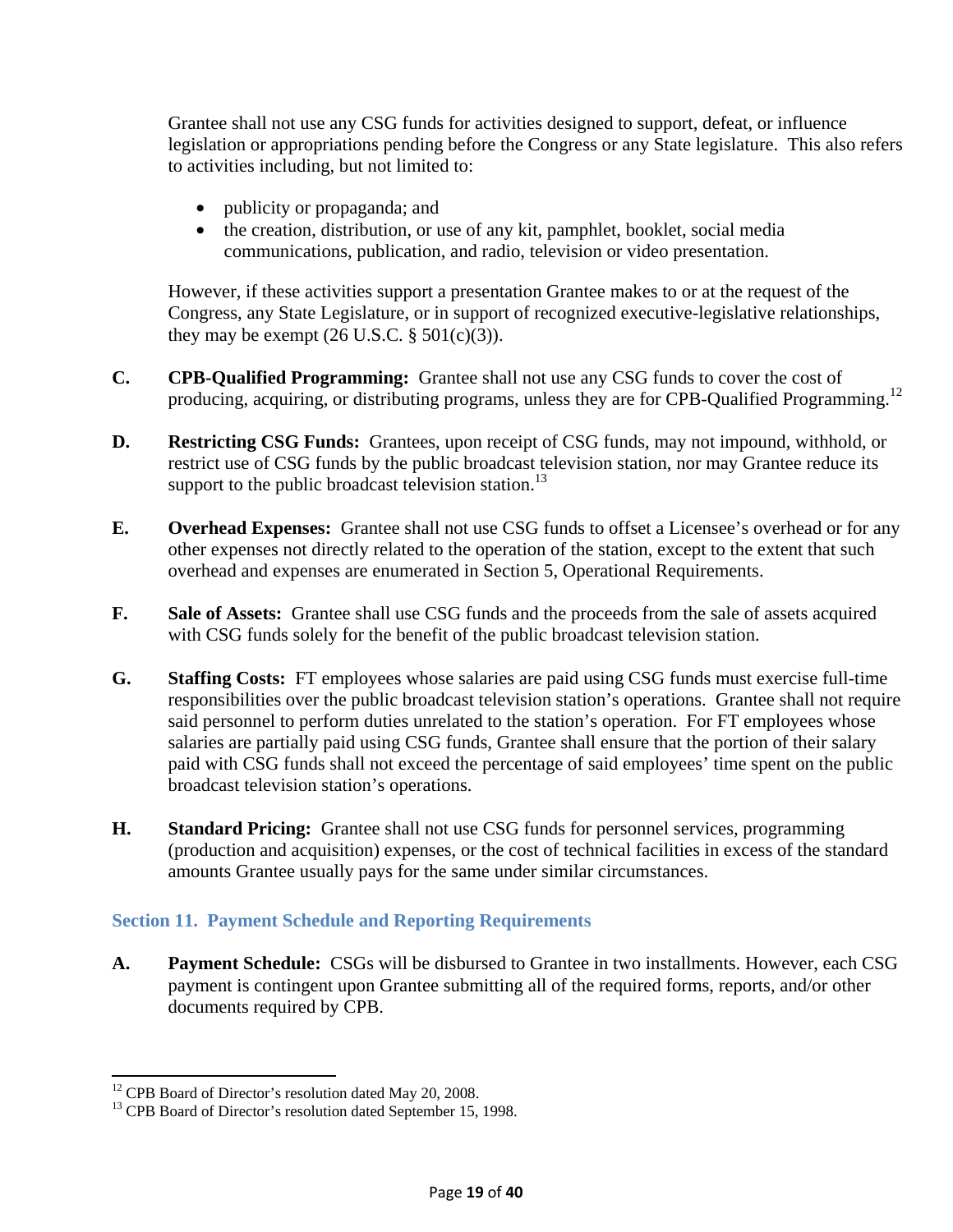Grantee shall not use any CSG funds for activities designed to support, defeat, or influence legislation or appropriations pending before the Congress or any State legislature. This also refers to activities including, but not limited to:

- publicity or propaganda; and
- the creation, distribution, or use of any kit, pamphlet, booklet, social media communications, publication, and radio, television or video presentation.

However, if these activities support a presentation Grantee makes to or at the request of the Congress, any State Legislature, or in support of recognized executive-legislative relationships, they may be exempt (26 U.S.C. § 501(c)(3)).

**C.** **CPB-Qualified Programming:** Grantee shall not use any CSG funds to cover the cost of producing, acquiring, or distributing programs, unless they are for CPB-Qualified Programming.[12]

**D.** **Restricting CSG Funds:** Grantees, upon receipt of CSG funds, may not impound, withhold, or restrict use of CSG funds by the public broadcast television station, nor may Grantee reduce its support to the public broadcast television station.[13]

**E.** **Overhead Expenses:** Grantee shall not use CSG funds to offset a Licensee's overhead or for any other expenses not directly related to the operation of the station, except to the extent that such overhead and expenses are enumerated in Section 5, Operational Requirements.

**F.** **Sale of Assets:** Grantee shall use CSG funds and the proceeds from the sale of assets acquired with CSG funds solely for the benefit of the public broadcast television station.

**G.** **Staffing Costs:** FT employees whose salaries are paid using CSG funds must exercise full-time responsibilities over the public broadcast television station's operations. Grantee shall not require said personnel to perform duties unrelated to the station's operation. For FT employees whose salaries are partially paid using CSG funds, Grantee shall ensure that the portion of their salary paid with CSG funds shall not exceed the percentage of said employees' time spent on the public broadcast television station's operations.

**H.** **Standard Pricing:** Grantee shall not use CSG funds for personnel services, programming (production and acquisition) expenses, or the cost of technical facilities in excess of the standard amounts Grantee usually pays for the same under similar circumstances.

## Section 11. Payment Schedule and Reporting Requirements

**A.** **Payment Schedule:** CSGs will be disbursed to Grantee in two installments. However, each CSG payment is contingent upon Grantee submitting all of the required forms, reports, and/or other documents required by CPB.

---

[12] CPB Board of Director's resolution dated May 20, 2008.

[13] CPB Board of Director's resolution dated September 15, 1998.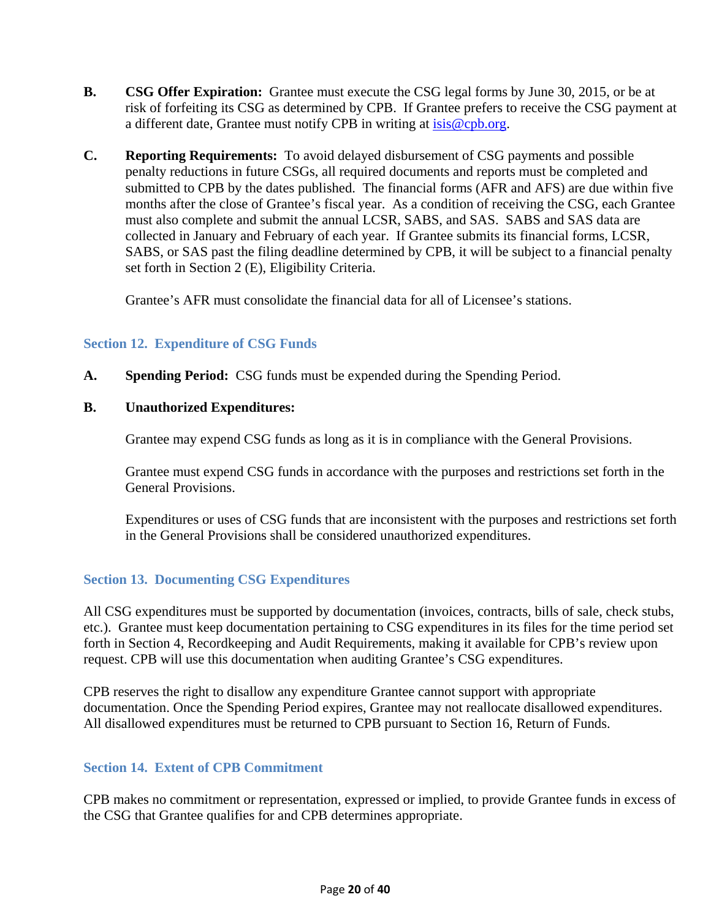**B.** **CSG Offer Expiration:** Grantee must execute the CSG legal forms by June 30, 2015, or be at risk of forfeiting its CSG as determined by CPB. If Grantee prefers to receive the CSG payment at a different date, Grantee must notify CPB in writing at isis@cpb.org.

**C.** **Reporting Requirements:** To avoid delayed disbursement of CSG payments and possible penalty reductions in future CSGs, all required documents and reports must be completed and submitted to CPB by the dates published. The financial forms (AFR and AFS) are due within five months after the close of Grantee's fiscal year. As a condition of receiving the CSG, each Grantee must also complete and submit the annual LCSR, SABS, and SAS. SABS and SAS data are collected in January and February of each year. If Grantee submits its financial forms, LCSR, SABS, or SAS past the filing deadline determined by CPB, it will be subject to a financial penalty set forth in Section 2 (E), Eligibility Criteria.

Grantee's AFR must consolidate the financial data for all of Licensee's stations.

## Section 12. Expenditure of CSG Funds

**A.** **Spending Period:** CSG funds must be expended during the Spending Period.

**B.** **Unauthorized Expenditures:**

Grantee may expend CSG funds as long as it is in compliance with the General Provisions.

Grantee must expend CSG funds in accordance with the purposes and restrictions set forth in the General Provisions.

Expenditures or uses of CSG funds that are inconsistent with the purposes and restrictions set forth in the General Provisions shall be considered unauthorized expenditures.

## Section 13. Documenting CSG Expenditures

All CSG expenditures must be supported by documentation (invoices, contracts, bills of sale, check stubs, etc.). Grantee must keep documentation pertaining to CSG expenditures in its files for the time period set forth in Section 4, Recordkeeping and Audit Requirements, making it available for CPB's review upon request. CPB will use this documentation when auditing Grantee's CSG expenditures.

CPB reserves the right to disallow any expenditure Grantee cannot support with appropriate documentation. Once the Spending Period expires, Grantee may not reallocate disallowed expenditures. All disallowed expenditures must be returned to CPB pursuant to Section 16, Return of Funds.

## Section 14. Extent of CPB Commitment

CPB makes no commitment or representation, expressed or implied, to provide Grantee funds in excess of the CSG that Grantee qualifies for and CPB determines appropriate.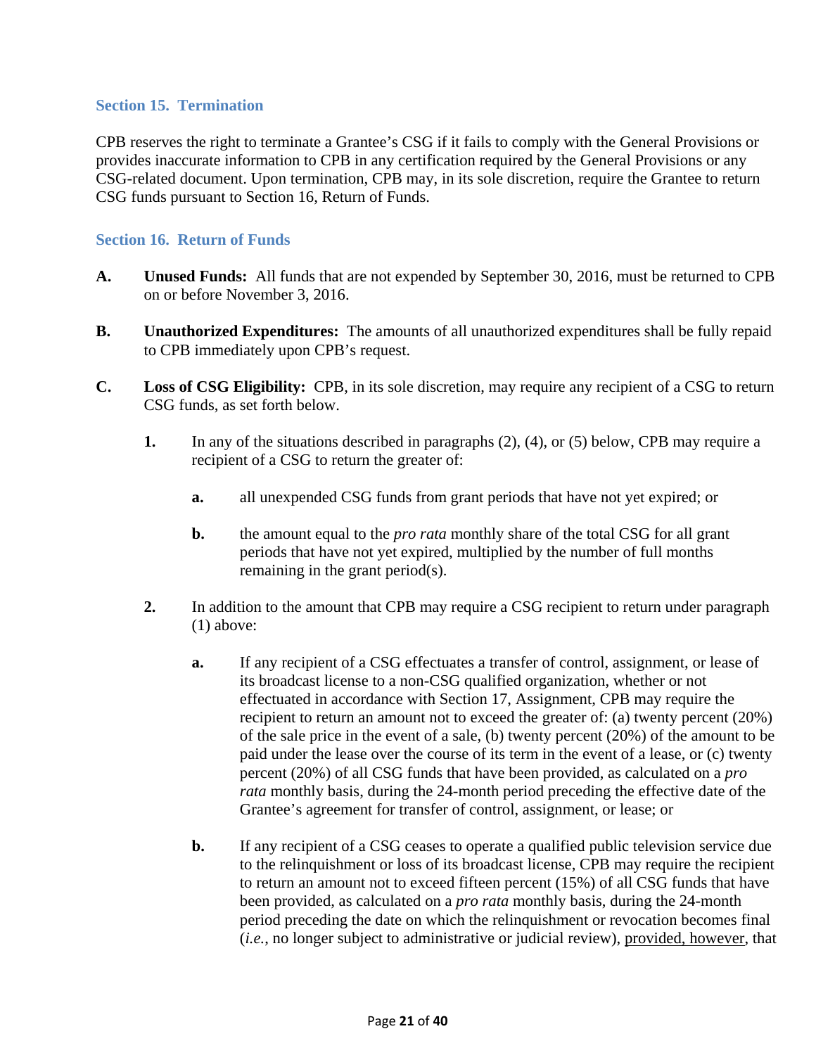### Section 15. Termination

CPB reserves the right to terminate a Grantee's CSG if it fails to comply with the General Provisions or provides inaccurate information to CPB in any certification required by the General Provisions or any CSG-related document. Upon termination, CPB may, in its sole discretion, require the Grantee to return CSG funds pursuant to Section 16, Return of Funds.

### Section 16. Return of Funds

**A. Unused Funds:** All funds that are not expended by September 30, 2016, must be returned to CPB on or before November 3, 2016.

**B. Unauthorized Expenditures:** The amounts of all unauthorized expenditures shall be fully repaid to CPB immediately upon CPB's request.

**C. Loss of CSG Eligibility:** CPB, in its sole discretion, may require any recipient of a CSG to return CSG funds, as set forth below.

**1.** In any of the situations described in paragraphs (2), (4), or (5) below, CPB may require a recipient of a CSG to return the greater of:

**a.** all unexpended CSG funds from grant periods that have not yet expired; or

**b.** the amount equal to the *pro rata* monthly share of the total CSG for all grant periods that have not yet expired, multiplied by the number of full months remaining in the grant period(s).

**2.** In addition to the amount that CPB may require a CSG recipient to return under paragraph (1) above:

**a.** If any recipient of a CSG effectuates a transfer of control, assignment, or lease of its broadcast license to a non-CSG qualified organization, whether or not effectuated in accordance with Section 17, Assignment, CPB may require the recipient to return an amount not to exceed the greater of: (a) twenty percent (20%) of the sale price in the event of a sale, (b) twenty percent (20%) of the amount to be paid under the lease over the course of its term in the event of a lease, or (c) twenty percent (20%) of all CSG funds that have been provided, as calculated on a *pro rata* monthly basis, during the 24-month period preceding the effective date of the Grantee's agreement for transfer of control, assignment, or lease; or

**b.** If any recipient of a CSG ceases to operate a qualified public television service due to the relinquishment or loss of its broadcast license, CPB may require the recipient to return an amount not to exceed fifteen percent (15%) of all CSG funds that have been provided, as calculated on a *pro rata* monthly basis, during the 24-month period preceding the date on which the relinquishment or revocation becomes final (*i.e.*, no longer subject to administrative or judicial review), provided, however, that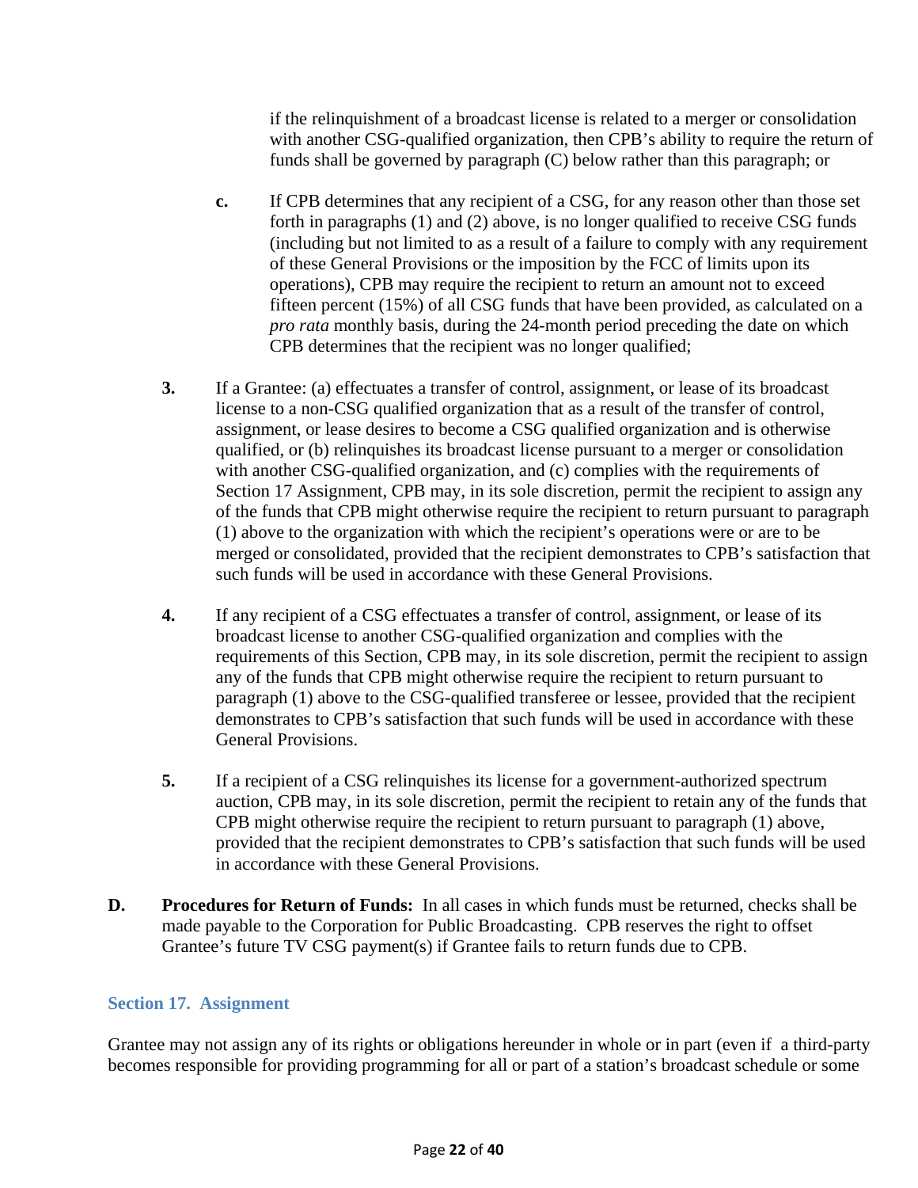if the relinquishment of a broadcast license is related to a merger or consolidation with another CSG-qualified organization, then CPB's ability to require the return of funds shall be governed by paragraph (C) below rather than this paragraph; or

**c.** If CPB determines that any recipient of a CSG, for any reason other than those set forth in paragraphs (1) and (2) above, is no longer qualified to receive CSG funds (including but not limited to as a result of a failure to comply with any requirement of these General Provisions or the imposition by the FCC of limits upon its operations), CPB may require the recipient to return an amount not to exceed fifteen percent (15%) of all CSG funds that have been provided, as calculated on a *pro rata* monthly basis, during the 24-month period preceding the date on which CPB determines that the recipient was no longer qualified;

**3.** If a Grantee: (a) effectuates a transfer of control, assignment, or lease of its broadcast license to a non-CSG qualified organization that as a result of the transfer of control, assignment, or lease desires to become a CSG qualified organization and is otherwise qualified, or (b) relinquishes its broadcast license pursuant to a merger or consolidation with another CSG-qualified organization, and (c) complies with the requirements of Section 17 Assignment, CPB may, in its sole discretion, permit the recipient to assign any of the funds that CPB might otherwise require the recipient to return pursuant to paragraph (1) above to the organization with which the recipient's operations were or are to be merged or consolidated, provided that the recipient demonstrates to CPB's satisfaction that such funds will be used in accordance with these General Provisions.

**4.** If any recipient of a CSG effectuates a transfer of control, assignment, or lease of its broadcast license to another CSG-qualified organization and complies with the requirements of this Section, CPB may, in its sole discretion, permit the recipient to assign any of the funds that CPB might otherwise require the recipient to return pursuant to paragraph (1) above to the CSG-qualified transferee or lessee, provided that the recipient demonstrates to CPB's satisfaction that such funds will be used in accordance with these General Provisions.

**5.** If a recipient of a CSG relinquishes its license for a government-authorized spectrum auction, CPB may, in its sole discretion, permit the recipient to retain any of the funds that CPB might otherwise require the recipient to return pursuant to paragraph (1) above, provided that the recipient demonstrates to CPB's satisfaction that such funds will be used in accordance with these General Provisions.

**D.** **Procedures for Return of Funds:** In all cases in which funds must be returned, checks shall be made payable to the Corporation for Public Broadcasting. CPB reserves the right to offset Grantee's future TV CSG payment(s) if Grantee fails to return funds due to CPB.

## Section 17. Assignment

Grantee may not assign any of its rights or obligations hereunder in whole or in part (even if a third-party becomes responsible for providing programming for all or part of a station's broadcast schedule or some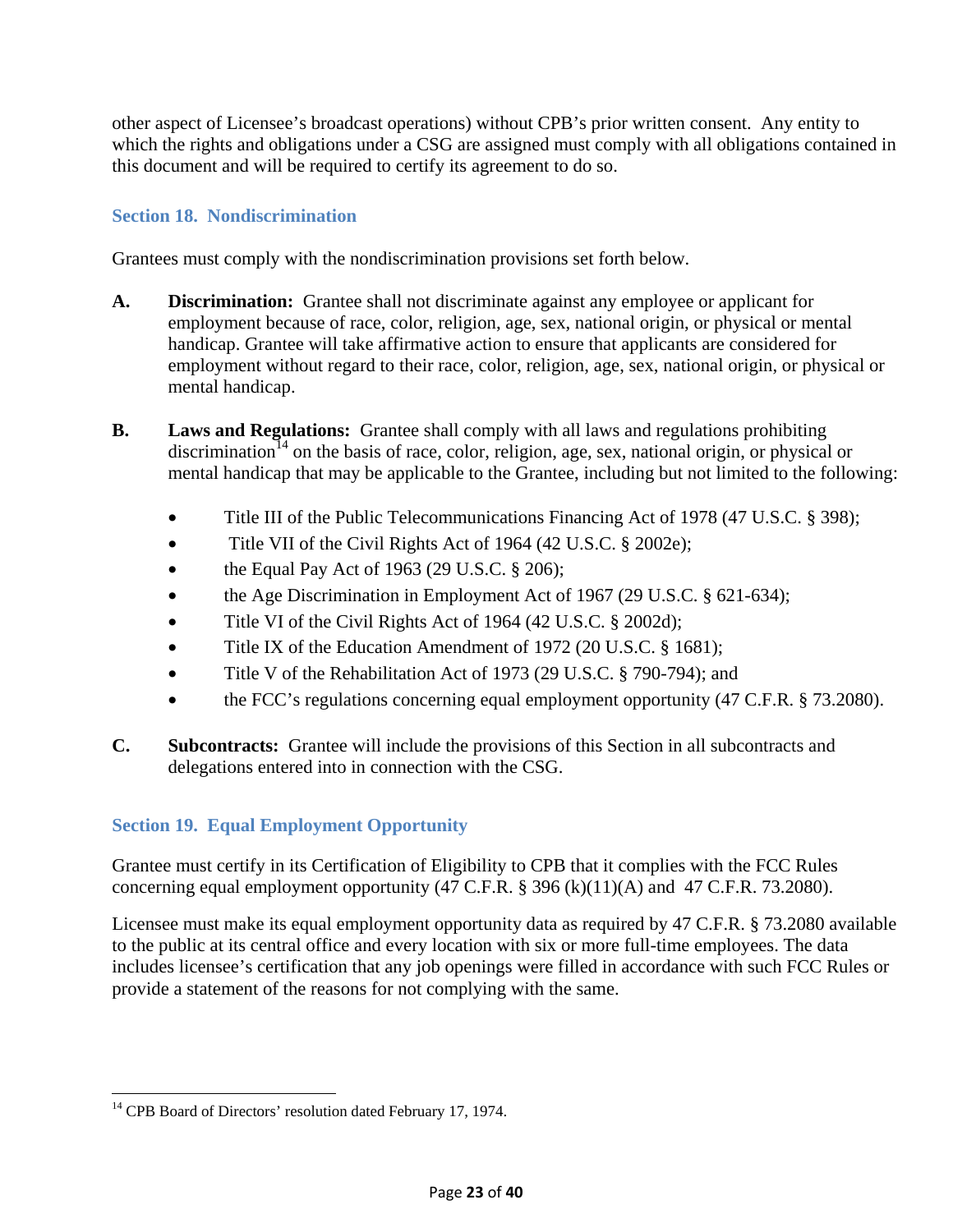other aspect of Licensee's broadcast operations) without CPB's prior written consent. Any entity to which the rights and obligations under a CSG are assigned must comply with all obligations contained in this document and will be required to certify its agreement to do so.

## Section 18. Nondiscrimination

Grantees must comply with the nondiscrimination provisions set forth below.

**A. Discrimination:** Grantee shall not discriminate against any employee or applicant for employment because of race, color, religion, age, sex, national origin, or physical or mental handicap. Grantee will take affirmative action to ensure that applicants are considered for employment without regard to their race, color, religion, age, sex, national origin, or physical or mental handicap.

**B. Laws and Regulations:** Grantee shall comply with all laws and regulations prohibiting discrimination[14] on the basis of race, color, religion, age, sex, national origin, or physical or mental handicap that may be applicable to the Grantee, including but not limited to the following:

- Title III of the Public Telecommunications Financing Act of 1978 (47 U.S.C. § 398);
- Title VII of the Civil Rights Act of 1964 (42 U.S.C. § 2002e);
- the Equal Pay Act of 1963 (29 U.S.C. § 206);
- the Age Discrimination in Employment Act of 1967 (29 U.S.C. § 621-634);
- Title VI of the Civil Rights Act of 1964 (42 U.S.C. § 2002d);
- Title IX of the Education Amendment of 1972 (20 U.S.C. § 1681);
- Title V of the Rehabilitation Act of 1973 (29 U.S.C. § 790-794); and
- the FCC's regulations concerning equal employment opportunity (47 C.F.R. § 73.2080).

**C. Subcontracts:** Grantee will include the provisions of this Section in all subcontracts and delegations entered into in connection with the CSG.

## Section 19. Equal Employment Opportunity

Grantee must certify in its Certification of Eligibility to CPB that it complies with the FCC Rules concerning equal employment opportunity (47 C.F.R. § 396 (k)(11)(A) and 47 C.F.R. 73.2080).

Licensee must make its equal employment opportunity data as required by 47 C.F.R. § 73.2080 available to the public at its central office and every location with six or more full-time employees. The data includes licensee's certification that any job openings were filled in accordance with such FCC Rules or provide a statement of the reasons for not complying with the same.

[14] CPB Board of Directors' resolution dated February 17, 1974.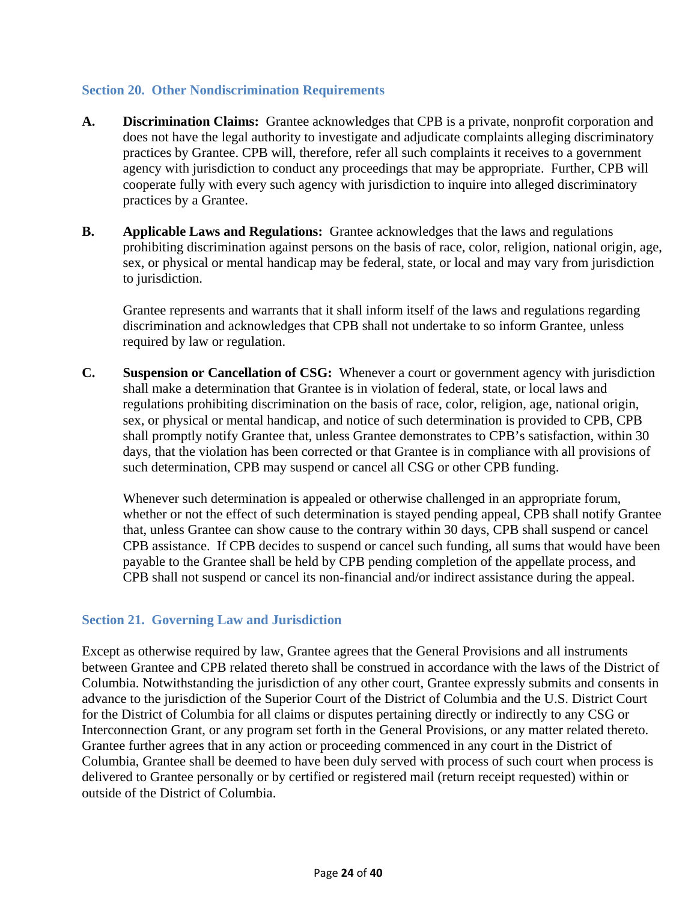## Section 20. Other Nondiscrimination Requirements

**A. Discrimination Claims:** Grantee acknowledges that CPB is a private, nonprofit corporation and does not have the legal authority to investigate and adjudicate complaints alleging discriminatory practices by Grantee. CPB will, therefore, refer all such complaints it receives to a government agency with jurisdiction to conduct any proceedings that may be appropriate. Further, CPB will cooperate fully with every such agency with jurisdiction to inquire into alleged discriminatory practices by a Grantee.

**B. Applicable Laws and Regulations:** Grantee acknowledges that the laws and regulations prohibiting discrimination against persons on the basis of race, color, religion, national origin, age, sex, or physical or mental handicap may be federal, state, or local and may vary from jurisdiction to jurisdiction.

Grantee represents and warrants that it shall inform itself of the laws and regulations regarding discrimination and acknowledges that CPB shall not undertake to so inform Grantee, unless required by law or regulation.

**C. Suspension or Cancellation of CSG:** Whenever a court or government agency with jurisdiction shall make a determination that Grantee is in violation of federal, state, or local laws and regulations prohibiting discrimination on the basis of race, color, religion, age, national origin, sex, or physical or mental handicap, and notice of such determination is provided to CPB, CPB shall promptly notify Grantee that, unless Grantee demonstrates to CPB's satisfaction, within 30 days, that the violation has been corrected or that Grantee is in compliance with all provisions of such determination, CPB may suspend or cancel all CSG or other CPB funding.

Whenever such determination is appealed or otherwise challenged in an appropriate forum, whether or not the effect of such determination is stayed pending appeal, CPB shall notify Grantee that, unless Grantee can show cause to the contrary within 30 days, CPB shall suspend or cancel CPB assistance. If CPB decides to suspend or cancel such funding, all sums that would have been payable to the Grantee shall be held by CPB pending completion of the appellate process, and CPB shall not suspend or cancel its non-financial and/or indirect assistance during the appeal.

## Section 21. Governing Law and Jurisdiction

Except as otherwise required by law, Grantee agrees that the General Provisions and all instruments between Grantee and CPB related thereto shall be construed in accordance with the laws of the District of Columbia. Notwithstanding the jurisdiction of any other court, Grantee expressly submits and consents in advance to the jurisdiction of the Superior Court of the District of Columbia and the U.S. District Court for the District of Columbia for all claims or disputes pertaining directly or indirectly to any CSG or Interconnection Grant, or any program set forth in the General Provisions, or any matter related thereto. Grantee further agrees that in any action or proceeding commenced in any court in the District of Columbia, Grantee shall be deemed to have been duly served with process of such court when process is delivered to Grantee personally or by certified or registered mail (return receipt requested) within or outside of the District of Columbia.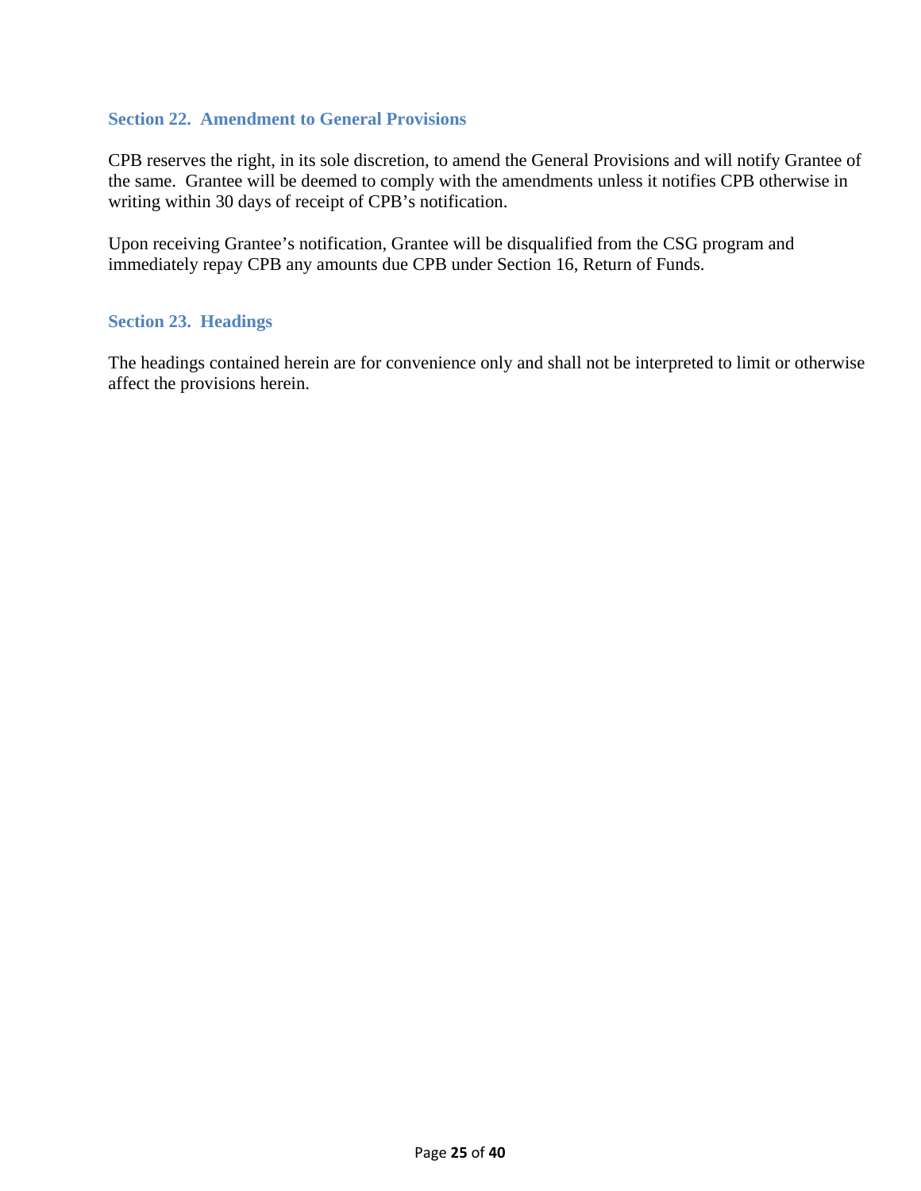### Section 22. Amendment to General Provisions

CPB reserves the right, in its sole discretion, to amend the General Provisions and will notify Grantee of the same. Grantee will be deemed to comply with the amendments unless it notifies CPB otherwise in writing within 30 days of receipt of CPB's notification.

Upon receiving Grantee's notification, Grantee will be disqualified from the CSG program and immediately repay CPB any amounts due CPB under Section 16, Return of Funds.

### Section 23. Headings

The headings contained herein are for convenience only and shall not be interpreted to limit or otherwise affect the provisions herein.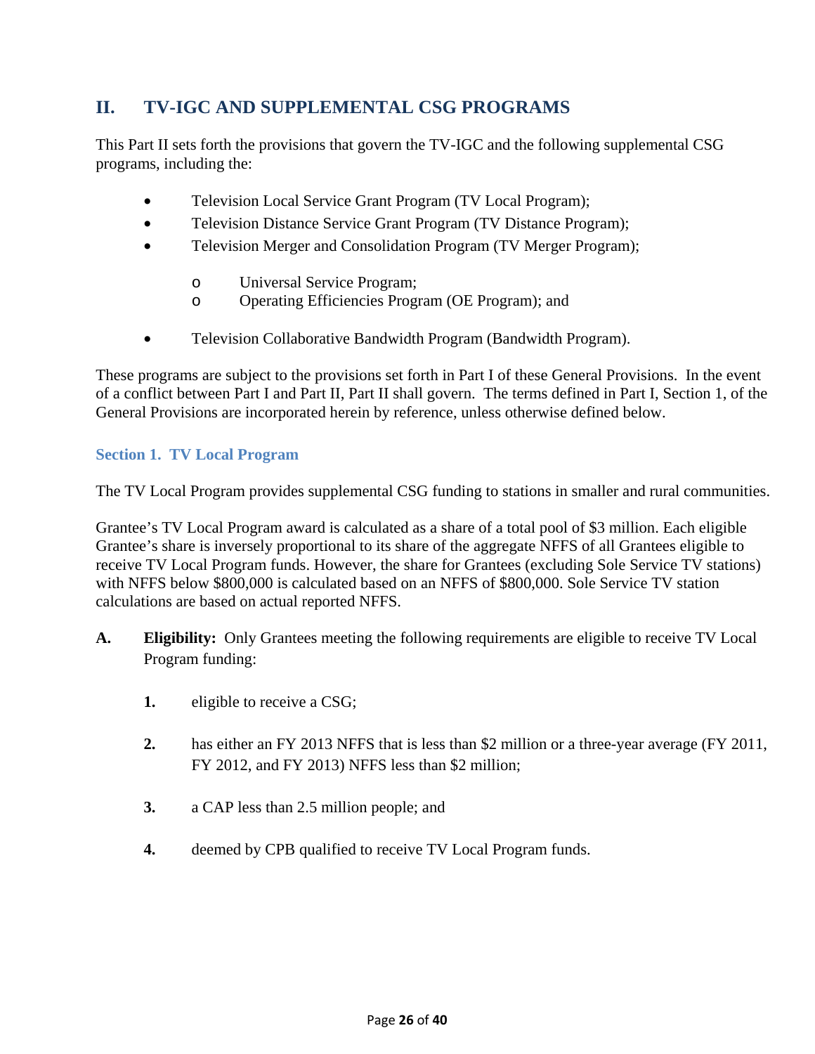## II. TV-IGC AND SUPPLEMENTAL CSG PROGRAMS

This Part II sets forth the provisions that govern the TV-IGC and the following supplemental CSG programs, including the:

- Television Local Service Grant Program (TV Local Program);
- Television Distance Service Grant Program (TV Distance Program);
- Television Merger and Consolidation Program (TV Merger Program);
  - Universal Service Program;
  - Operating Efficiencies Program (OE Program); and
- Television Collaborative Bandwidth Program (Bandwidth Program).

These programs are subject to the provisions set forth in Part I of these General Provisions. In the event of a conflict between Part I and Part II, Part II shall govern. The terms defined in Part I, Section 1, of the General Provisions are incorporated herein by reference, unless otherwise defined below.

### Section 1. TV Local Program

The TV Local Program provides supplemental CSG funding to stations in smaller and rural communities.

Grantee's TV Local Program award is calculated as a share of a total pool of $3 million. Each eligible Grantee's share is inversely proportional to its share of the aggregate NFFS of all Grantees eligible to receive TV Local Program funds. However, the share for Grantees (excluding Sole Service TV stations) with NFFS below $800,000 is calculated based on an NFFS of $800,000. Sole Service TV station calculations are based on actual reported NFFS.

**A. Eligibility:** Only Grantees meeting the following requirements are eligible to receive TV Local Program funding:

1. eligible to receive a CSG;
2. has either an FY 2013 NFFS that is less than $2 million or a three-year average (FY 2011, FY 2012, and FY 2013) NFFS less than $2 million;
3. a CAP less than 2.5 million people; and
4. deemed by CPB qualified to receive TV Local Program funds.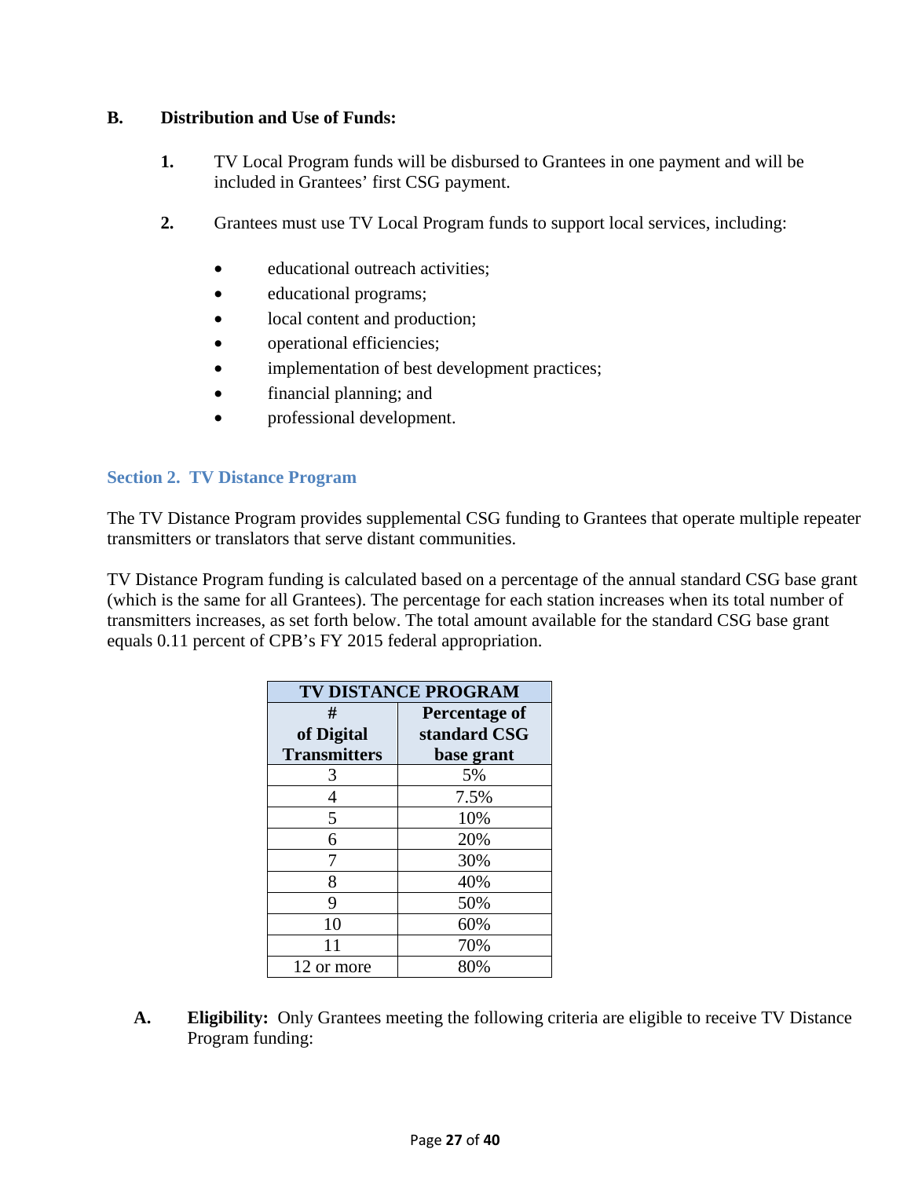**B. Distribution and Use of Funds:**

1. TV Local Program funds will be disbursed to Grantees in one payment and will be included in Grantees' first CSG payment.

2. Grantees must use TV Local Program funds to support local services, including:

    - educational outreach activities;
    - educational programs;
    - local content and production;
    - operational efficiencies;
    - implementation of best development practices;
    - financial planning; and
    - professional development.

## Section 2. TV Distance Program

The TV Distance Program provides supplemental CSG funding to Grantees that operate multiple repeater transmitters or translators that serve distant communities.

TV Distance Program funding is calculated based on a percentage of the annual standard CSG base grant (which is the same for all Grantees). The percentage for each station increases when its total number of transmitters increases, as set forth below. The total amount available for the standard CSG base grant equals 0.11 percent of CPB's FY 2015 federal appropriation.

| TV DISTANCE PROGRAM | |
|---|---|
| # of Digital Transmitters | Percentage of standard CSG base grant |
| 3 | 5% |
| 4 | 7.5% |
| 5 | 10% |
| 6 | 20% |
| 7 | 30% |
| 8 | 40% |
| 9 | 50% |
| 10 | 60% |
| 11 | 70% |
| 12 or more | 80% |

**A. Eligibility:** Only Grantees meeting the following criteria are eligible to receive TV Distance Program funding: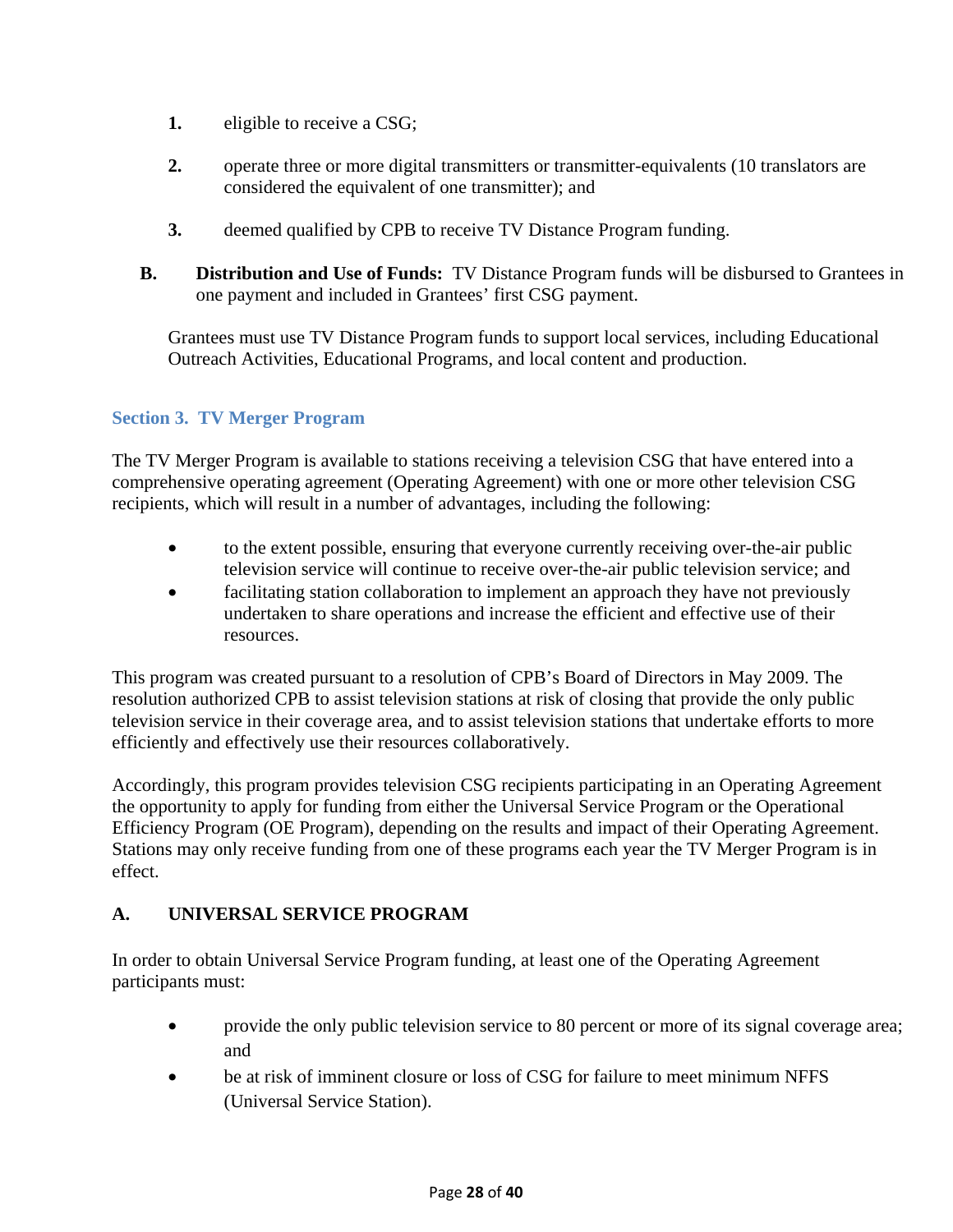1. eligible to receive a CSG;

2. operate three or more digital transmitters or transmitter-equivalents (10 translators are considered the equivalent of one transmitter); and

3. deemed qualified by CPB to receive TV Distance Program funding.

**B. Distribution and Use of Funds:** TV Distance Program funds will be disbursed to Grantees in one payment and included in Grantees' first CSG payment.

Grantees must use TV Distance Program funds to support local services, including Educational Outreach Activities, Educational Programs, and local content and production.

### Section 3. TV Merger Program

The TV Merger Program is available to stations receiving a television CSG that have entered into a comprehensive operating agreement (Operating Agreement) with one or more other television CSG recipients, which will result in a number of advantages, including the following:

- to the extent possible, ensuring that everyone currently receiving over-the-air public television service will continue to receive over-the-air public television service; and
- facilitating station collaboration to implement an approach they have not previously undertaken to share operations and increase the efficient and effective use of their resources.

This program was created pursuant to a resolution of CPB's Board of Directors in May 2009. The resolution authorized CPB to assist television stations at risk of closing that provide the only public television service in their coverage area, and to assist television stations that undertake efforts to more efficiently and effectively use their resources collaboratively.

Accordingly, this program provides television CSG recipients participating in an Operating Agreement the opportunity to apply for funding from either the Universal Service Program or the Operational Efficiency Program (OE Program), depending on the results and impact of their Operating Agreement. Stations may only receive funding from one of these programs each year the TV Merger Program is in effect.

#### A. UNIVERSAL SERVICE PROGRAM

In order to obtain Universal Service Program funding, at least one of the Operating Agreement participants must:

- provide the only public television service to 80 percent or more of its signal coverage area; and
- be at risk of imminent closure or loss of CSG for failure to meet minimum NFFS (Universal Service Station).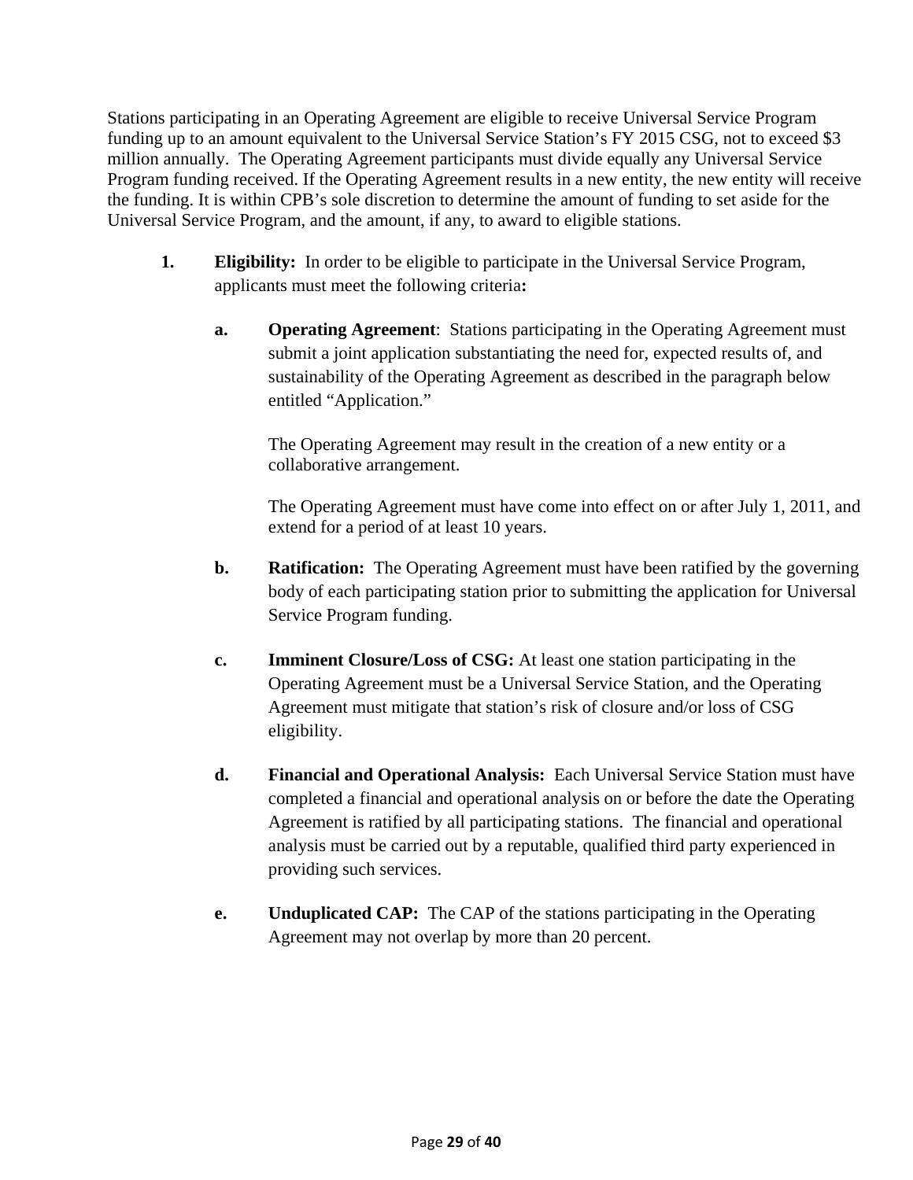Stations participating in an Operating Agreement are eligible to receive Universal Service Program funding up to an amount equivalent to the Universal Service Station's FY 2015 CSG, not to exceed $3 million annually. The Operating Agreement participants must divide equally any Universal Service Program funding received. If the Operating Agreement results in a new entity, the new entity will receive the funding. It is within CPB's sole discretion to determine the amount of funding to set aside for the Universal Service Program, and the amount, if any, to award to eligible stations.

1. **Eligibility:** In order to be eligible to participate in the Universal Service Program, applicants must meet the following criteria**:**

   a. **Operating Agreement**: Stations participating in the Operating Agreement must submit a joint application substantiating the need for, expected results of, and sustainability of the Operating Agreement as described in the paragraph below entitled "Application."

      The Operating Agreement may result in the creation of a new entity or a collaborative arrangement.

      The Operating Agreement must have come into effect on or after July 1, 2011, and extend for a period of at least 10 years.

   b. **Ratification:** The Operating Agreement must have been ratified by the governing body of each participating station prior to submitting the application for Universal Service Program funding.

   c. **Imminent Closure/Loss of CSG:** At least one station participating in the Operating Agreement must be a Universal Service Station, and the Operating Agreement must mitigate that station's risk of closure and/or loss of CSG eligibility.

   d. **Financial and Operational Analysis:** Each Universal Service Station must have completed a financial and operational analysis on or before the date the Operating Agreement is ratified by all participating stations. The financial and operational analysis must be carried out by a reputable, qualified third party experienced in providing such services.

   e. **Unduplicated CAP:** The CAP of the stations participating in the Operating Agreement may not overlap by more than 20 percent.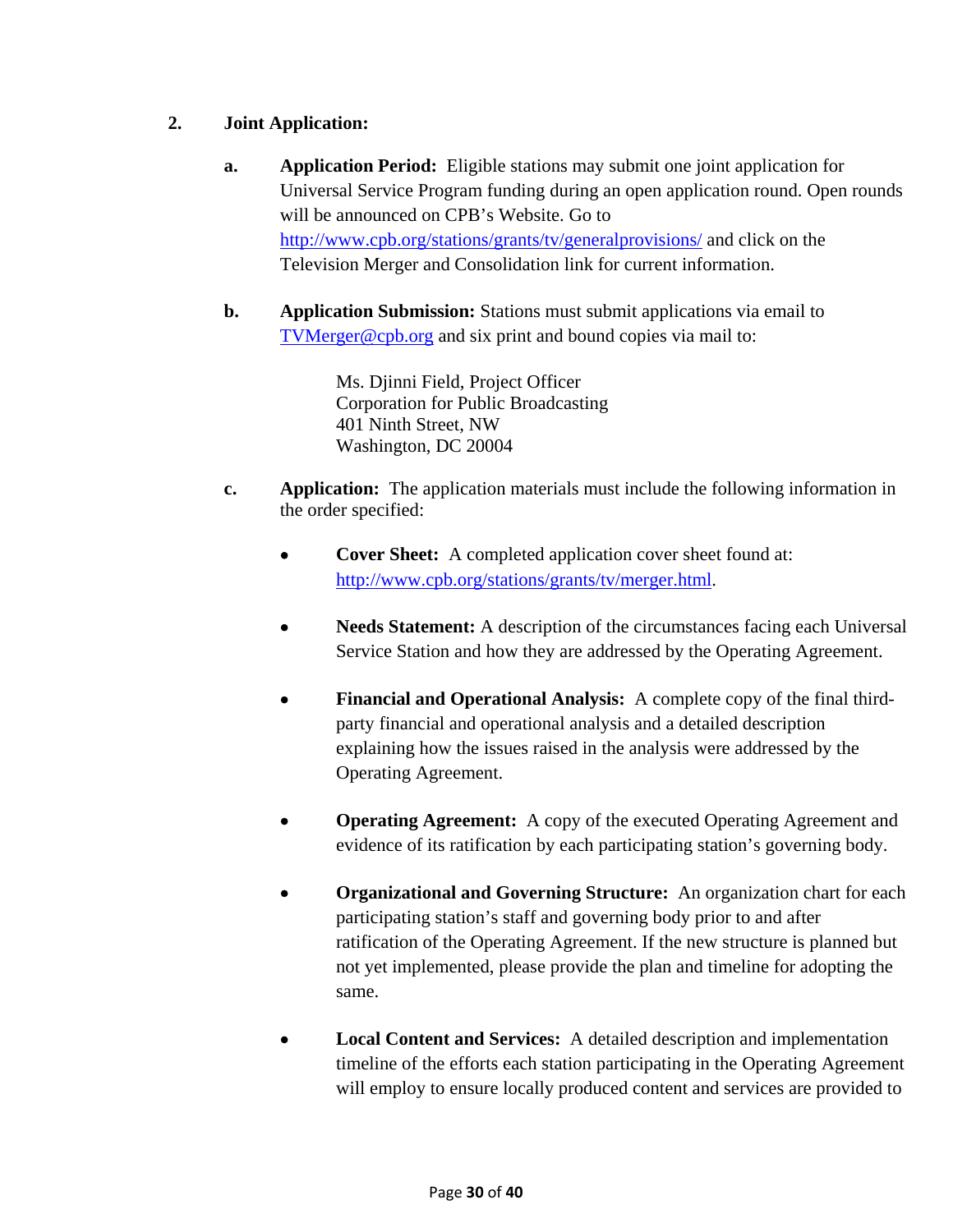2. **Joint Application:**

   a. **Application Period:** Eligible stations may submit one joint application for Universal Service Program funding during an open application round. Open rounds will be announced on CPB's Website. Go to http://www.cpb.org/stations/grants/tv/generalprovisions/ and click on the Television Merger and Consolidation link for current information.

   b. **Application Submission:** Stations must submit applications via email to TVMerger@cpb.org and six print and bound copies via mail to:

      Ms. Djinni Field, Project Officer
      Corporation for Public Broadcasting
      401 Ninth Street, NW
      Washington, DC 20004

   c. **Application:** The application materials must include the following information in the order specified:

      - **Cover Sheet:** A completed application cover sheet found at: http://www.cpb.org/stations/grants/tv/merger.html.
      - **Needs Statement:** A description of the circumstances facing each Universal Service Station and how they are addressed by the Operating Agreement.
      - **Financial and Operational Analysis:** A complete copy of the final third-party financial and operational analysis and a detailed description explaining how the issues raised in the analysis were addressed by the Operating Agreement.
      - **Operating Agreement:** A copy of the executed Operating Agreement and evidence of its ratification by each participating station's governing body.
      - **Organizational and Governing Structure:** An organization chart for each participating station's staff and governing body prior to and after ratification of the Operating Agreement. If the new structure is planned but not yet implemented, please provide the plan and timeline for adopting the same.
      - **Local Content and Services:** A detailed description and implementation timeline of the efforts each station participating in the Operating Agreement will employ to ensure locally produced content and services are provided to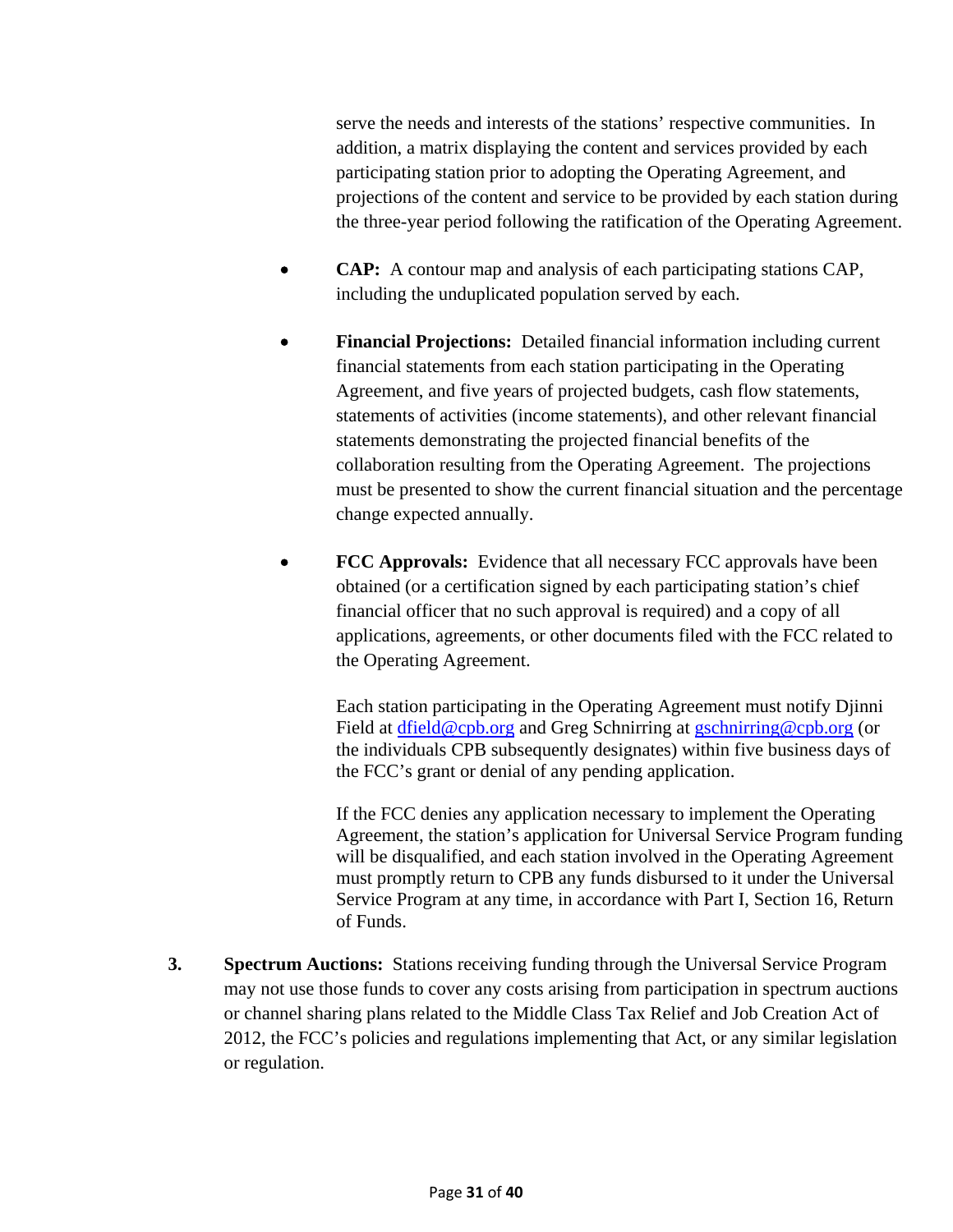serve the needs and interests of the stations' respective communities. In addition, a matrix displaying the content and services provided by each participating station prior to adopting the Operating Agreement, and projections of the content and service to be provided by each station during the three-year period following the ratification of the Operating Agreement.

- **CAP:** A contour map and analysis of each participating stations CAP, including the unduplicated population served by each.

- **Financial Projections:** Detailed financial information including current financial statements from each station participating in the Operating Agreement, and five years of projected budgets, cash flow statements, statements of activities (income statements), and other relevant financial statements demonstrating the projected financial benefits of the collaboration resulting from the Operating Agreement. The projections must be presented to show the current financial situation and the percentage change expected annually.

- **FCC Approvals:** Evidence that all necessary FCC approvals have been obtained (or a certification signed by each participating station's chief financial officer that no such approval is required) and a copy of all applications, agreements, or other documents filed with the FCC related to the Operating Agreement.

  Each station participating in the Operating Agreement must notify Djinni Field at dfield@cpb.org and Greg Schnirring at gschnirring@cpb.org (or the individuals CPB subsequently designates) within five business days of the FCC's grant or denial of any pending application.

  If the FCC denies any application necessary to implement the Operating Agreement, the station's application for Universal Service Program funding will be disqualified, and each station involved in the Operating Agreement must promptly return to CPB any funds disbursed to it under the Universal Service Program at any time, in accordance with Part I, Section 16, Return of Funds.

3. **Spectrum Auctions:** Stations receiving funding through the Universal Service Program may not use those funds to cover any costs arising from participation in spectrum auctions or channel sharing plans related to the Middle Class Tax Relief and Job Creation Act of 2012, the FCC's policies and regulations implementing that Act, or any similar legislation or regulation.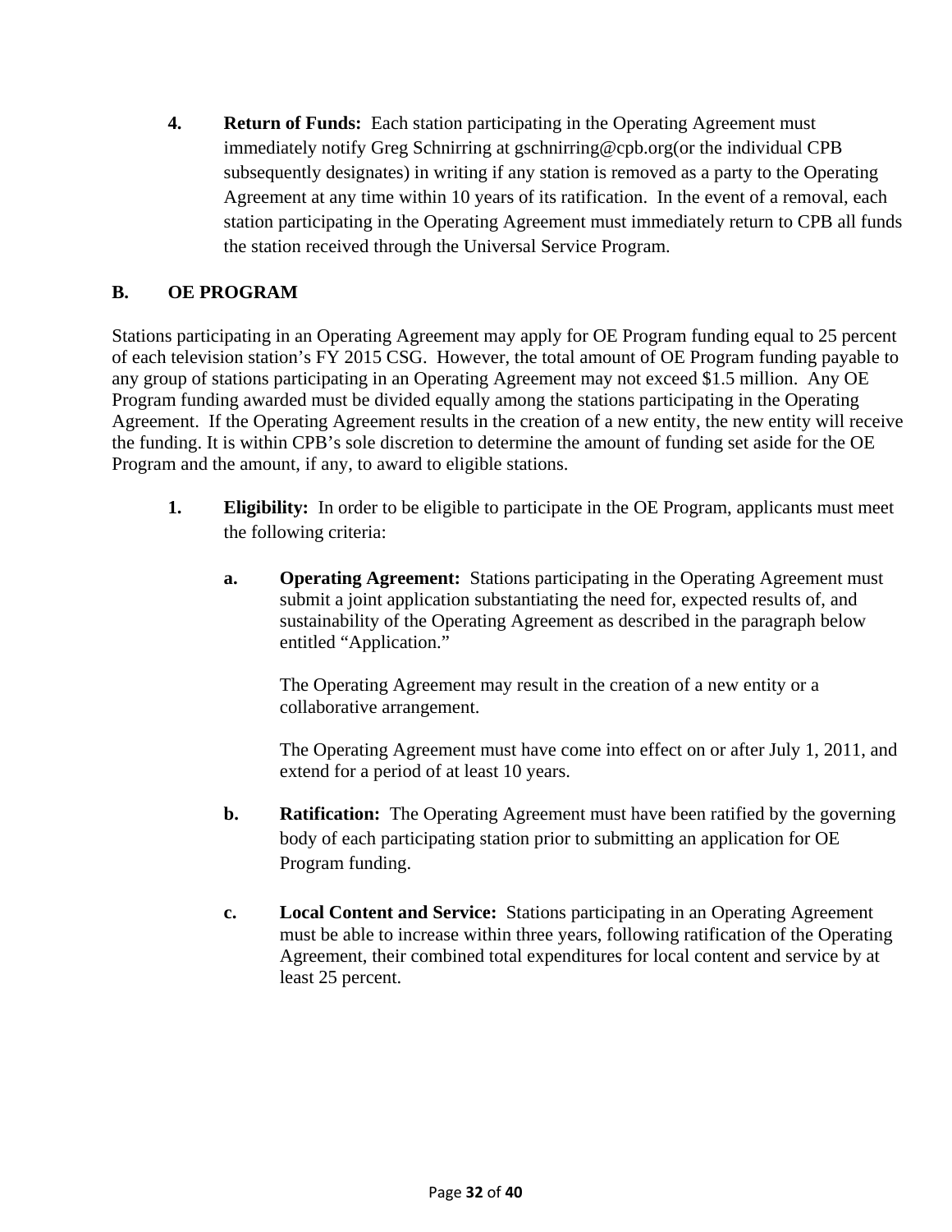4. **Return of Funds:** Each station participating in the Operating Agreement must immediately notify Greg Schnirring at gschnirring@cpb.org(or the individual CPB subsequently designates) in writing if any station is removed as a party to the Operating Agreement at any time within 10 years of its ratification. In the event of a removal, each station participating in the Operating Agreement must immediately return to CPB all funds the station received through the Universal Service Program.

## B. OE PROGRAM

Stations participating in an Operating Agreement may apply for OE Program funding equal to 25 percent of each television station's FY 2015 CSG. However, the total amount of OE Program funding payable to any group of stations participating in an Operating Agreement may not exceed $1.5 million. Any OE Program funding awarded must be divided equally among the stations participating in the Operating Agreement. If the Operating Agreement results in the creation of a new entity, the new entity will receive the funding. It is within CPB's sole discretion to determine the amount of funding set aside for the OE Program and the amount, if any, to award to eligible stations.

1. **Eligibility:** In order to be eligible to participate in the OE Program, applicants must meet the following criteria:

   a. **Operating Agreement:** Stations participating in the Operating Agreement must submit a joint application substantiating the need for, expected results of, and sustainability of the Operating Agreement as described in the paragraph below entitled "Application."

      The Operating Agreement may result in the creation of a new entity or a collaborative arrangement.

      The Operating Agreement must have come into effect on or after July 1, 2011, and extend for a period of at least 10 years.

   b. **Ratification:** The Operating Agreement must have been ratified by the governing body of each participating station prior to submitting an application for OE Program funding.

   c. **Local Content and Service:** Stations participating in an Operating Agreement must be able to increase within three years, following ratification of the Operating Agreement, their combined total expenditures for local content and service by at least 25 percent.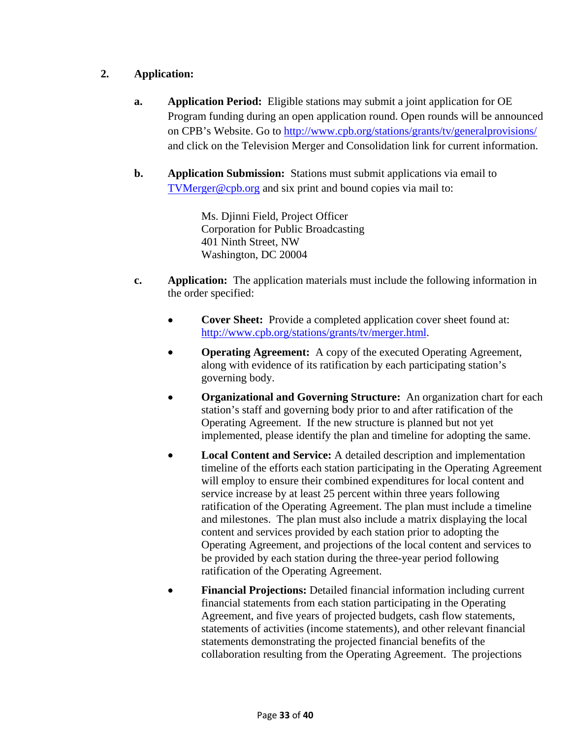## 2. Application:

**a. Application Period:** Eligible stations may submit a joint application for OE Program funding during an open application round. Open rounds will be announced on CPB's Website. Go to http://www.cpb.org/stations/grants/tv/generalprovisions/ and click on the Television Merger and Consolidation link for current information.

**b. Application Submission:** Stations must submit applications via email to TVMerger@cpb.org and six print and bound copies via mail to:

> Ms. Djinni Field, Project Officer
> Corporation for Public Broadcasting
> 401 Ninth Street, NW
> Washington, DC 20004

**c. Application:** The application materials must include the following information in the order specified:

- **Cover Sheet:** Provide a completed application cover sheet found at: http://www.cpb.org/stations/grants/tv/merger.html.
- **Operating Agreement:** A copy of the executed Operating Agreement, along with evidence of its ratification by each participating station's governing body.
- **Organizational and Governing Structure:** An organization chart for each station's staff and governing body prior to and after ratification of the Operating Agreement. If the new structure is planned but not yet implemented, please identify the plan and timeline for adopting the same.
- **Local Content and Service:** A detailed description and implementation timeline of the efforts each station participating in the Operating Agreement will employ to ensure their combined expenditures for local content and service increase by at least 25 percent within three years following ratification of the Operating Agreement. The plan must include a timeline and milestones. The plan must also include a matrix displaying the local content and services provided by each station prior to adopting the Operating Agreement, and projections of the local content and services to be provided by each station during the three-year period following ratification of the Operating Agreement.
- **Financial Projections:** Detailed financial information including current financial statements from each station participating in the Operating Agreement, and five years of projected budgets, cash flow statements, statements of activities (income statements), and other relevant financial statements demonstrating the projected financial benefits of the collaboration resulting from the Operating Agreement. The projections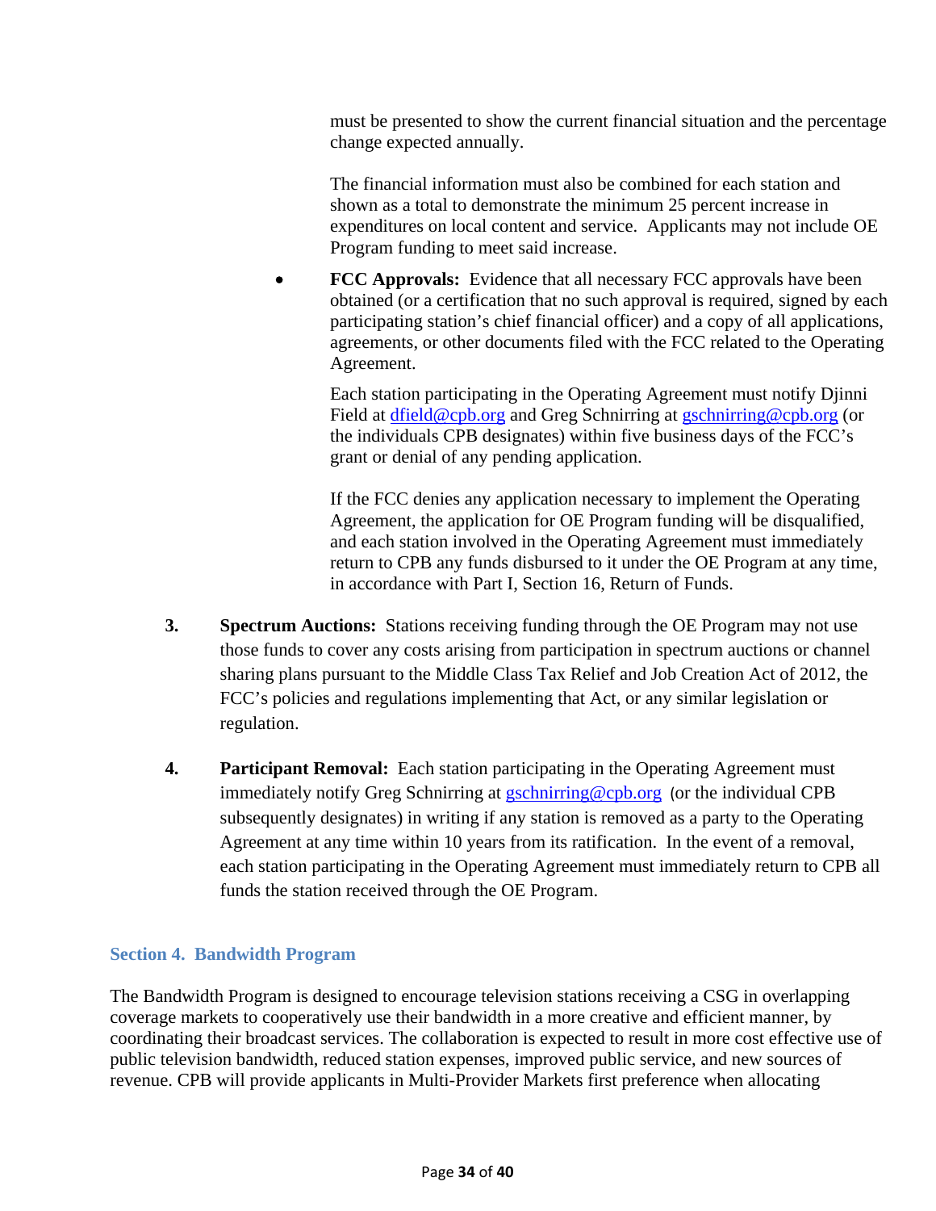must be presented to show the current financial situation and the percentage change expected annually.

The financial information must also be combined for each station and shown as a total to demonstrate the minimum 25 percent increase in expenditures on local content and service. Applicants may not include OE Program funding to meet said increase.

- **FCC Approvals:** Evidence that all necessary FCC approvals have been obtained (or a certification that no such approval is required, signed by each participating station's chief financial officer) and a copy of all applications, agreements, or other documents filed with the FCC related to the Operating Agreement.

  Each station participating in the Operating Agreement must notify Djinni Field at dfield@cpb.org and Greg Schnirring at gschnirring@cpb.org (or the individuals CPB designates) within five business days of the FCC's grant or denial of any pending application.

  If the FCC denies any application necessary to implement the Operating Agreement, the application for OE Program funding will be disqualified, and each station involved in the Operating Agreement must immediately return to CPB any funds disbursed to it under the OE Program at any time, in accordance with Part I, Section 16, Return of Funds.

3. **Spectrum Auctions:** Stations receiving funding through the OE Program may not use those funds to cover any costs arising from participation in spectrum auctions or channel sharing plans pursuant to the Middle Class Tax Relief and Job Creation Act of 2012, the FCC's policies and regulations implementing that Act, or any similar legislation or regulation.

4. **Participant Removal:** Each station participating in the Operating Agreement must immediately notify Greg Schnirring at gschnirring@cpb.org (or the individual CPB subsequently designates) in writing if any station is removed as a party to the Operating Agreement at any time within 10 years from its ratification. In the event of a removal, each station participating in the Operating Agreement must immediately return to CPB all funds the station received through the OE Program.

## Section 4. Bandwidth Program

The Bandwidth Program is designed to encourage television stations receiving a CSG in overlapping coverage markets to cooperatively use their bandwidth in a more creative and efficient manner, by coordinating their broadcast services. The collaboration is expected to result in more cost effective use of public television bandwidth, reduced station expenses, improved public service, and new sources of revenue. CPB will provide applicants in Multi-Provider Markets first preference when allocating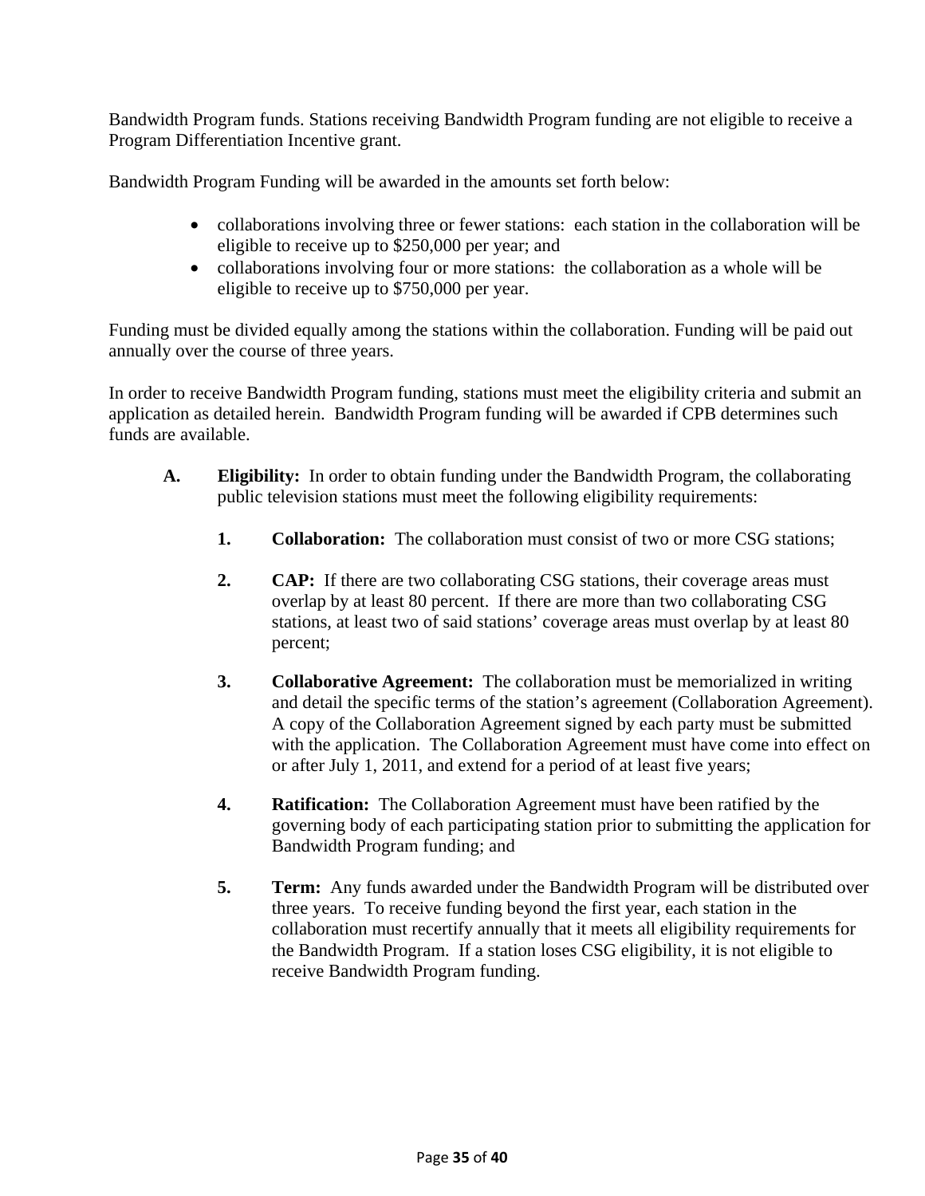Bandwidth Program funds. Stations receiving Bandwidth Program funding are not eligible to receive a Program Differentiation Incentive grant.

Bandwidth Program Funding will be awarded in the amounts set forth below:

- collaborations involving three or fewer stations: each station in the collaboration will be eligible to receive up to $250,000 per year; and
- collaborations involving four or more stations: the collaboration as a whole will be eligible to receive up to $750,000 per year.

Funding must be divided equally among the stations within the collaboration. Funding will be paid out annually over the course of three years.

In order to receive Bandwidth Program funding, stations must meet the eligibility criteria and submit an application as detailed herein. Bandwidth Program funding will be awarded if CPB determines such funds are available.

**A. Eligibility:** In order to obtain funding under the Bandwidth Program, the collaborating public television stations must meet the following eligibility requirements:

1. **Collaboration:** The collaboration must consist of two or more CSG stations;

2. **CAP:** If there are two collaborating CSG stations, their coverage areas must overlap by at least 80 percent. If there are more than two collaborating CSG stations, at least two of said stations' coverage areas must overlap by at least 80 percent;

3. **Collaborative Agreement:** The collaboration must be memorialized in writing and detail the specific terms of the station's agreement (Collaboration Agreement). A copy of the Collaboration Agreement signed by each party must be submitted with the application. The Collaboration Agreement must have come into effect on or after July 1, 2011, and extend for a period of at least five years;

4. **Ratification:** The Collaboration Agreement must have been ratified by the governing body of each participating station prior to submitting the application for Bandwidth Program funding; and

5. **Term:** Any funds awarded under the Bandwidth Program will be distributed over three years. To receive funding beyond the first year, each station in the collaboration must recertify annually that it meets all eligibility requirements for the Bandwidth Program. If a station loses CSG eligibility, it is not eligible to receive Bandwidth Program funding.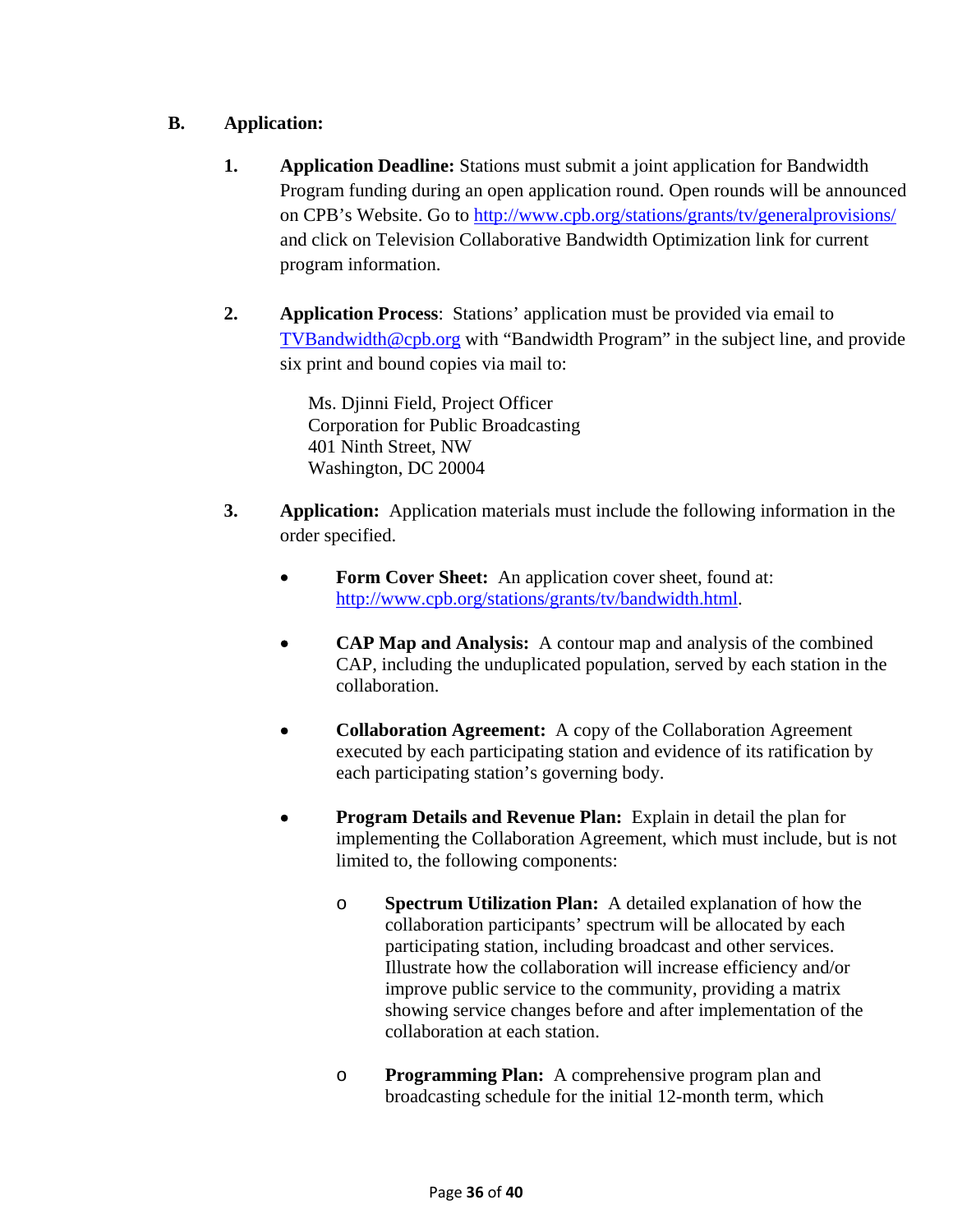**B. Application:**

1. **Application Deadline:** Stations must submit a joint application for Bandwidth Program funding during an open application round. Open rounds will be announced on CPB's Website. Go to http://www.cpb.org/stations/grants/tv/generalprovisions/ and click on Television Collaborative Bandwidth Optimization link for current program information.

2. **Application Process**: Stations' application must be provided via email to TVBandwidth@cpb.org with "Bandwidth Program" in the subject line, and provide six print and bound copies via mail to:

   Ms. Djinni Field, Project Officer
   Corporation for Public Broadcasting
   401 Ninth Street, NW
   Washington, DC 20004

3. **Application:** Application materials must include the following information in the order specified.

   - **Form Cover Sheet:** An application cover sheet, found at: http://www.cpb.org/stations/grants/tv/bandwidth.html.

   - **CAP Map and Analysis:** A contour map and analysis of the combined CAP, including the unduplicated population, served by each station in the collaboration.

   - **Collaboration Agreement:** A copy of the Collaboration Agreement executed by each participating station and evidence of its ratification by each participating station's governing body.

   - **Program Details and Revenue Plan:** Explain in detail the plan for implementing the Collaboration Agreement, which must include, but is not limited to, the following components:

     - **Spectrum Utilization Plan:** A detailed explanation of how the collaboration participants' spectrum will be allocated by each participating station, including broadcast and other services. Illustrate how the collaboration will increase efficiency and/or improve public service to the community, providing a matrix showing service changes before and after implementation of the collaboration at each station.

     - **Programming Plan:** A comprehensive program plan and broadcasting schedule for the initial 12-month term, which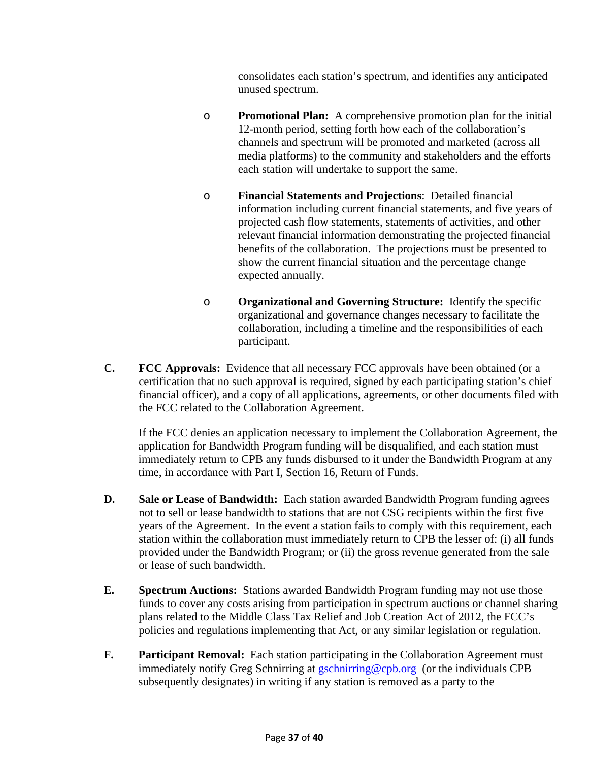consolidates each station's spectrum, and identifies any anticipated unused spectrum.

- **Promotional Plan:** A comprehensive promotion plan for the initial 12-month period, setting forth how each of the collaboration's channels and spectrum will be promoted and marketed (across all media platforms) to the community and stakeholders and the efforts each station will undertake to support the same.

- **Financial Statements and Projections**: Detailed financial information including current financial statements, and five years of projected cash flow statements, statements of activities, and other relevant financial information demonstrating the projected financial benefits of the collaboration. The projections must be presented to show the current financial situation and the percentage change expected annually.

- **Organizational and Governing Structure:** Identify the specific organizational and governance changes necessary to facilitate the collaboration, including a timeline and the responsibilities of each participant.

**C. FCC Approvals:** Evidence that all necessary FCC approvals have been obtained (or a certification that no such approval is required, signed by each participating station's chief financial officer), and a copy of all applications, agreements, or other documents filed with the FCC related to the Collaboration Agreement.

If the FCC denies an application necessary to implement the Collaboration Agreement, the application for Bandwidth Program funding will be disqualified, and each station must immediately return to CPB any funds disbursed to it under the Bandwidth Program at any time, in accordance with Part I, Section 16, Return of Funds.

**D. Sale or Lease of Bandwidth:** Each station awarded Bandwidth Program funding agrees not to sell or lease bandwidth to stations that are not CSG recipients within the first five years of the Agreement. In the event a station fails to comply with this requirement, each station within the collaboration must immediately return to CPB the lesser of: (i) all funds provided under the Bandwidth Program; or (ii) the gross revenue generated from the sale or lease of such bandwidth.

**E. Spectrum Auctions:** Stations awarded Bandwidth Program funding may not use those funds to cover any costs arising from participation in spectrum auctions or channel sharing plans related to the Middle Class Tax Relief and Job Creation Act of 2012, the FCC's policies and regulations implementing that Act, or any similar legislation or regulation.

**F. Participant Removal:** Each station participating in the Collaboration Agreement must immediately notify Greg Schnirring at gschnirring@cpb.org (or the individuals CPB subsequently designates) in writing if any station is removed as a party to the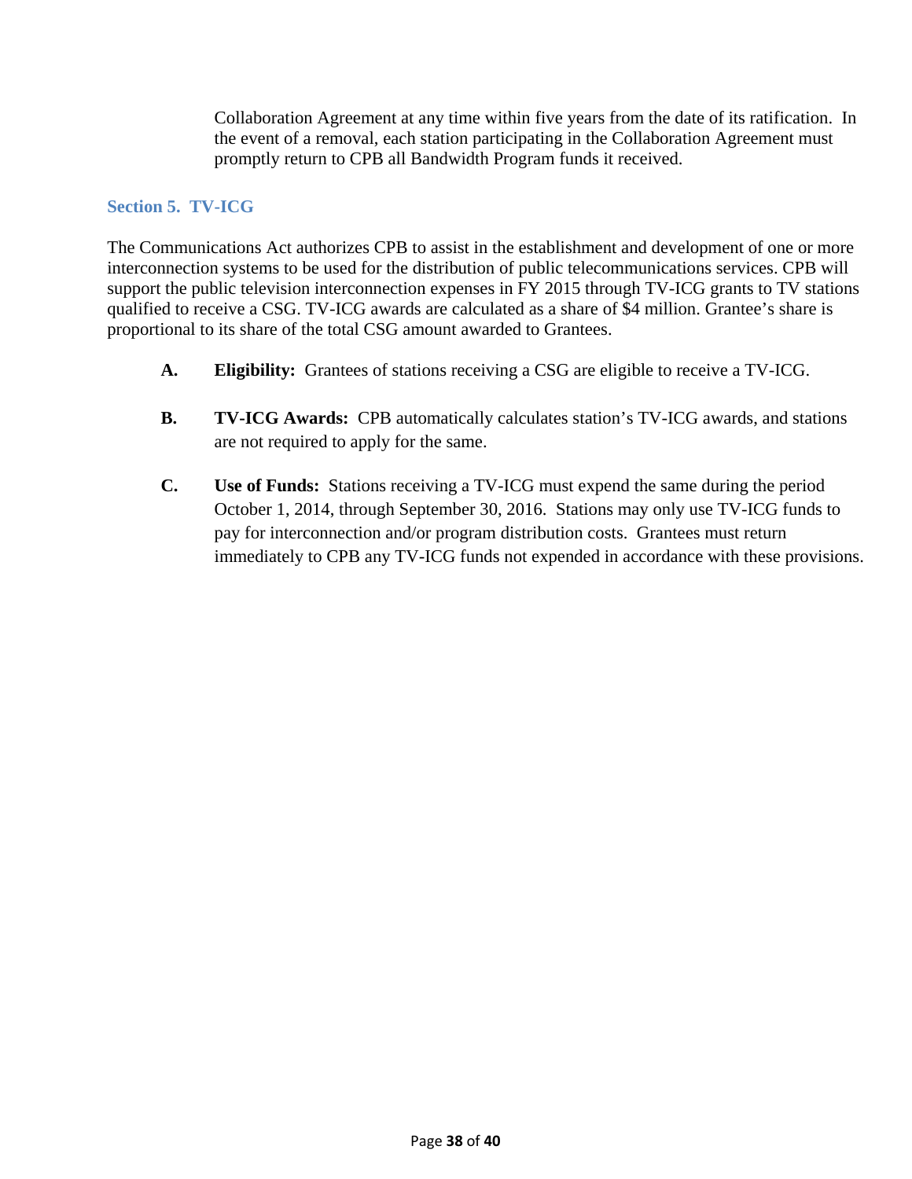Collaboration Agreement at any time within five years from the date of its ratification. In the event of a removal, each station participating in the Collaboration Agreement must promptly return to CPB all Bandwidth Program funds it received.

## Section 5. TV-ICG

The Communications Act authorizes CPB to assist in the establishment and development of one or more interconnection systems to be used for the distribution of public telecommunications services. CPB will support the public television interconnection expenses in FY 2015 through TV-ICG grants to TV stations qualified to receive a CSG. TV-ICG awards are calculated as a share of $4 million. Grantee's share is proportional to its share of the total CSG amount awarded to Grantees.

**A.** **Eligibility:** Grantees of stations receiving a CSG are eligible to receive a TV-ICG.

**B.** **TV-ICG Awards:** CPB automatically calculates station's TV-ICG awards, and stations are not required to apply for the same.

**C.** **Use of Funds:** Stations receiving a TV-ICG must expend the same during the period October 1, 2014, through September 30, 2016. Stations may only use TV-ICG funds to pay for interconnection and/or program distribution costs. Grantees must return immediately to CPB any TV-ICG funds not expended in accordance with these provisions.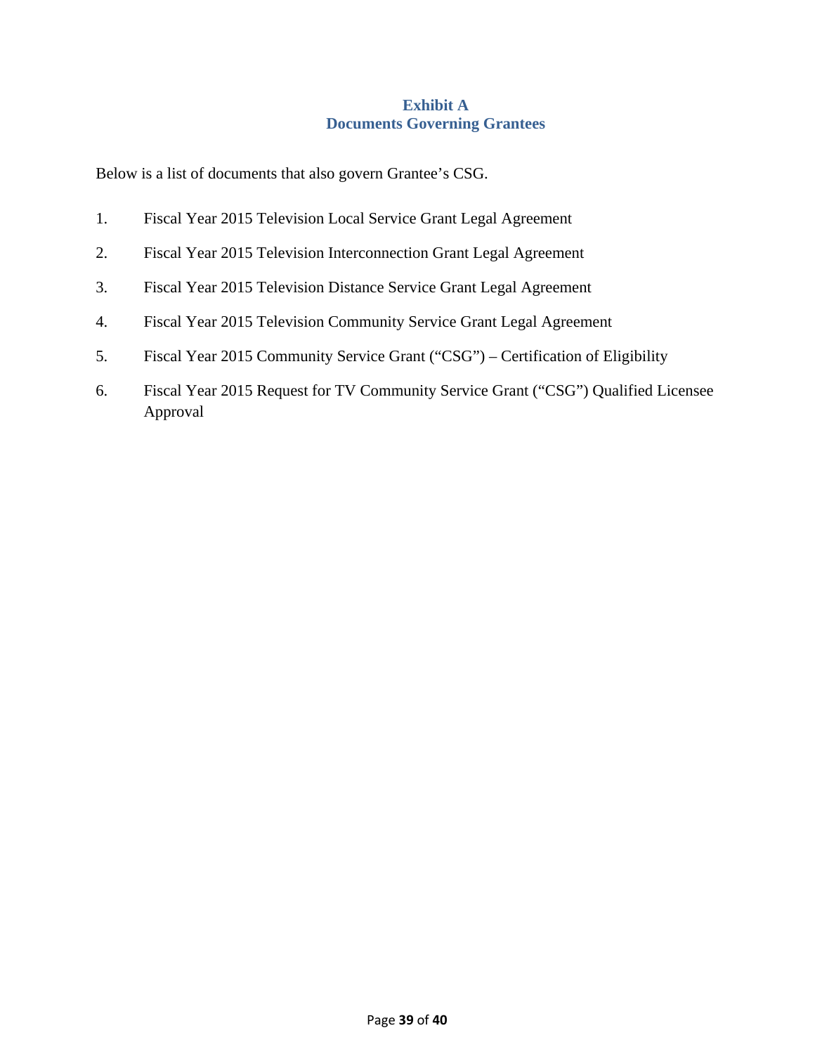# Exhibit A
## Documents Governing Grantees

Below is a list of documents that also govern Grantee's CSG.

1. Fiscal Year 2015 Television Local Service Grant Legal Agreement
2. Fiscal Year 2015 Television Interconnection Grant Legal Agreement
3. Fiscal Year 2015 Television Distance Service Grant Legal Agreement
4. Fiscal Year 2015 Television Community Service Grant Legal Agreement
5. Fiscal Year 2015 Community Service Grant ("CSG") – Certification of Eligibility
6. Fiscal Year 2015 Request for TV Community Service Grant ("CSG") Qualified Licensee Approval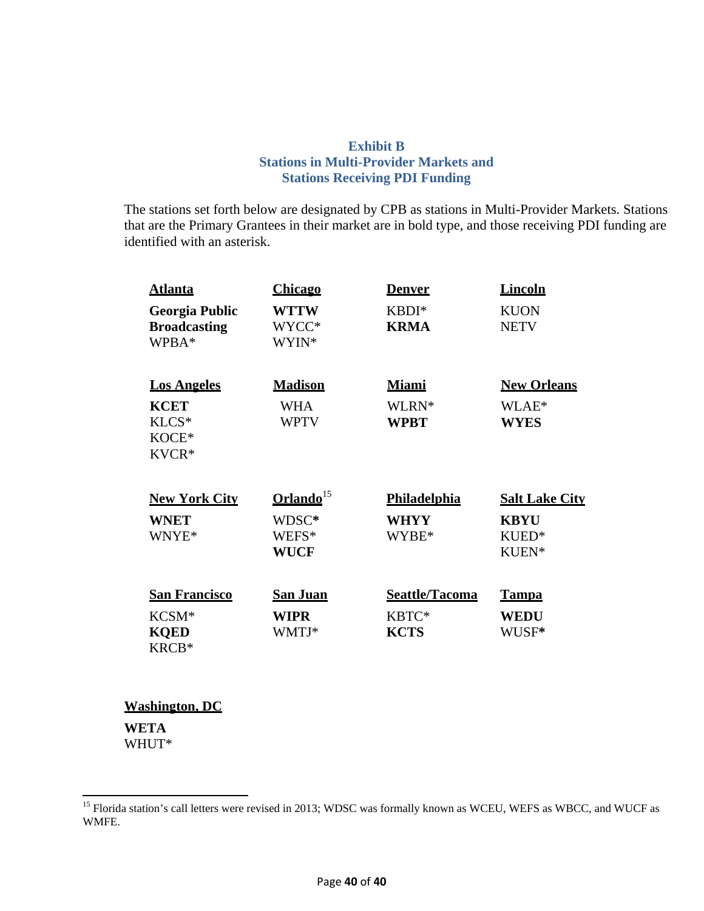**Exhibit B**
**Stations in Multi-Provider Markets and**
**Stations Receiving PDI Funding**

The stations set forth below are designated by CPB as stations in Multi-Provider Markets. Stations that are the Primary Grantees in their market are in bold type, and those receiving PDI funding are identified with an asterisk.

**Atlanta**
**Georgia Public Broadcasting**
WPBA*

**Chicago**
**WTTW**
WYCC*
WYIN*

**Denver**
KBDI*
**KRMA**

**Lincoln**
KUON
NETV

**Los Angeles**
**KCET**
KLCS*
KOCE*
KVCR*

**Madison**
WHA
WPTV

**Miami**
WLRN*
**WPBT**

**New Orleans**
WLAE*
**WYES**

**New York City**
**WNET**
WNYE*

**Orlando**[15]
WDSC*
WEFS*
**WUCF**

**Philadelphia**
**WHYY**
WYBE*

**Salt Lake City**
**KBYU**
KUED*
KUEN*

**San Francisco**
KCSM*
**KQED**
KRCB*

**San Juan**
**WIPR**
WMTJ*

**Seattle/Tacoma**
KBTC*
**KCTS**

**Tampa**
**WEDU**
WUSF*

**Washington, DC**
**WETA**
WHUT*

---

[15] Florida station's call letters were revised in 2013; WDSC was formally known as WCEU, WEFS as WBCC, and WUCF as WMFE.